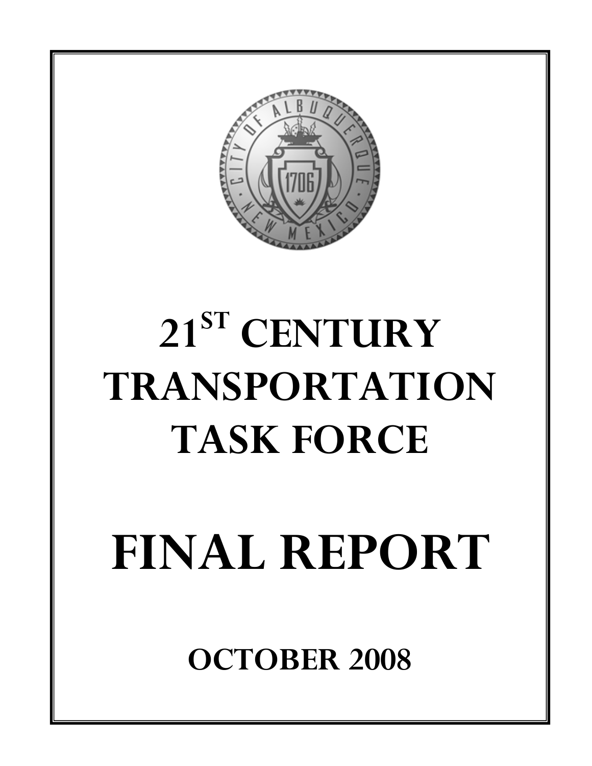# 21ST CENTURY TRANSPORTATION TASK FORCE

# FINAL REPORT

## OCTOBER 2008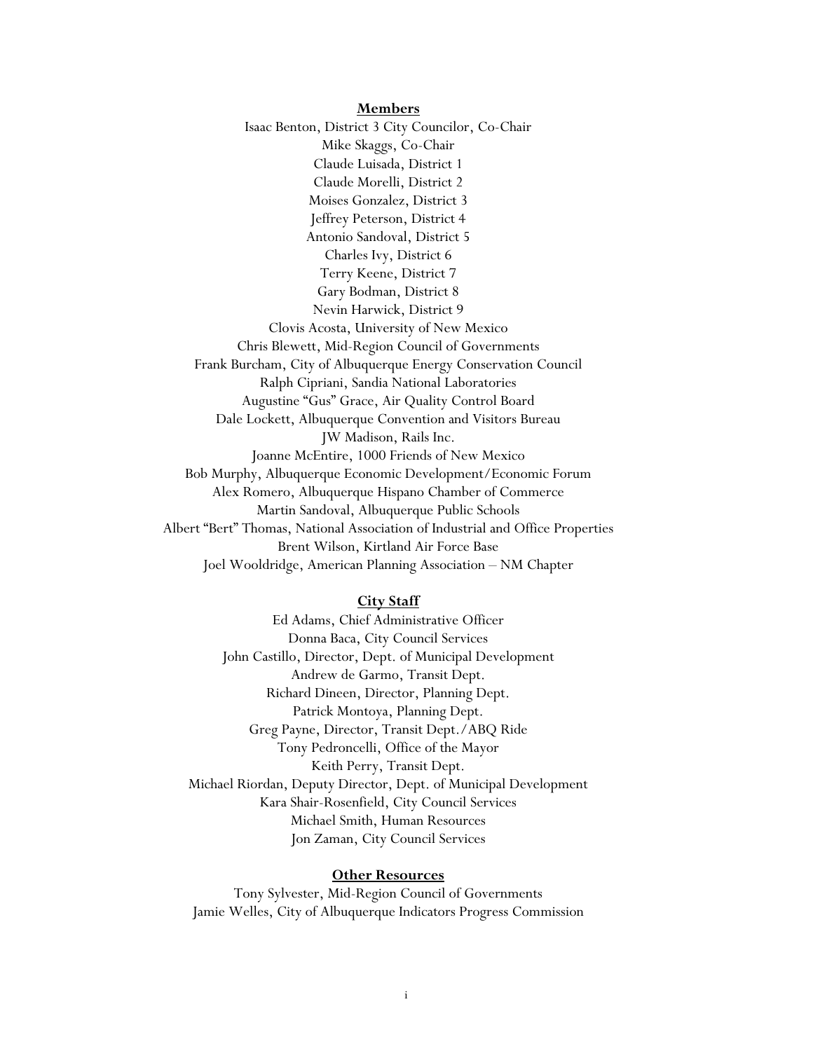## Members

Isaac Benton, District 3 City Councilor, Co-Chair
Mike Skaggs, Co-Chair
Claude Luisada, District 1
Claude Morelli, District 2
Moises Gonzalez, District 3
Jeffrey Peterson, District 4
Antonio Sandoval, District 5
Charles Ivy, District 6
Terry Keene, District 7
Gary Bodman, District 8
Nevin Harwick, District 9
Clovis Acosta, University of New Mexico
Chris Blewett, Mid-Region Council of Governments
Frank Burcham, City of Albuquerque Energy Conservation Council
Ralph Cipriani, Sandia National Laboratories
Augustine "Gus" Grace, Air Quality Control Board
Dale Lockett, Albuquerque Convention and Visitors Bureau
JW Madison, Rails Inc.
Joanne McEntire, 1000 Friends of New Mexico
Bob Murphy, Albuquerque Economic Development/Economic Forum
Alex Romero, Albuquerque Hispano Chamber of Commerce
Martin Sandoval, Albuquerque Public Schools
Albert "Bert" Thomas, National Association of Industrial and Office Properties
Brent Wilson, Kirtland Air Force Base
Joel Wooldridge, American Planning Association – NM Chapter

## City Staff

Ed Adams, Chief Administrative Officer
Donna Baca, City Council Services
John Castillo, Director, Dept. of Municipal Development
Andrew de Garmo, Transit Dept.
Richard Dineen, Director, Planning Dept.
Patrick Montoya, Planning Dept.
Greg Payne, Director, Transit Dept./ABQ Ride
Tony Pedroncelli, Office of the Mayor
Keith Perry, Transit Dept.
Michael Riordan, Deputy Director, Dept. of Municipal Development
Kara Shair-Rosenfield, City Council Services
Michael Smith, Human Resources
Jon Zaman, City Council Services

## Other Resources

Tony Sylvester, Mid-Region Council of Governments
Jamie Welles, City of Albuquerque Indicators Progress Commission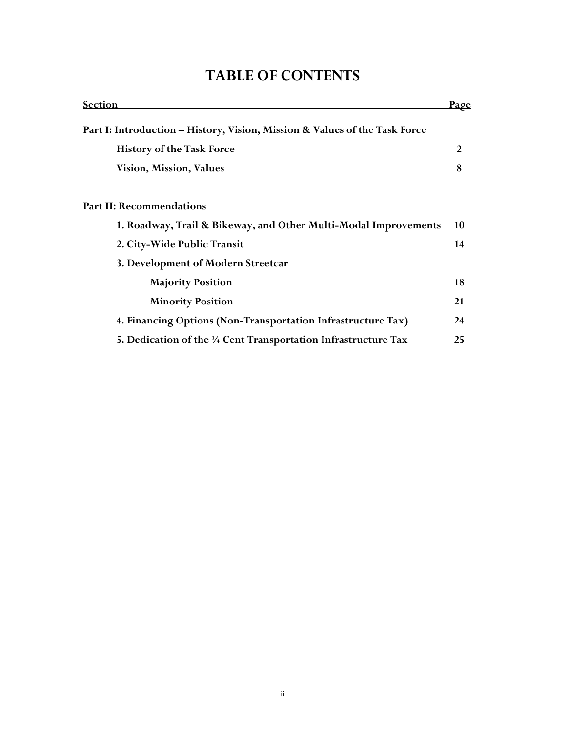# TABLE OF CONTENTS

| Section | Page |
|---|---|
| **Part I: Introduction – History, Vision, Mission & Values of the Task Force** | |
| **History of the Task Force** | **2** |
| **Vision, Mission, Values** | **8** |
| | |
| **Part II: Recommendations** | |
| **1. Roadway, Trail & Bikeway, and Other Multi-Modal Improvements** | **10** |
| **2. City-Wide Public Transit** | **14** |
| **3. Development of Modern Streetcar** | |
| **Majority Position** | **18** |
| **Minority Position** | **21** |
| **4. Financing Options (Non-Transportation Infrastructure Tax)** | **24** |
| **5. Dedication of the ¼ Cent Transportation Infrastructure Tax** | **25** |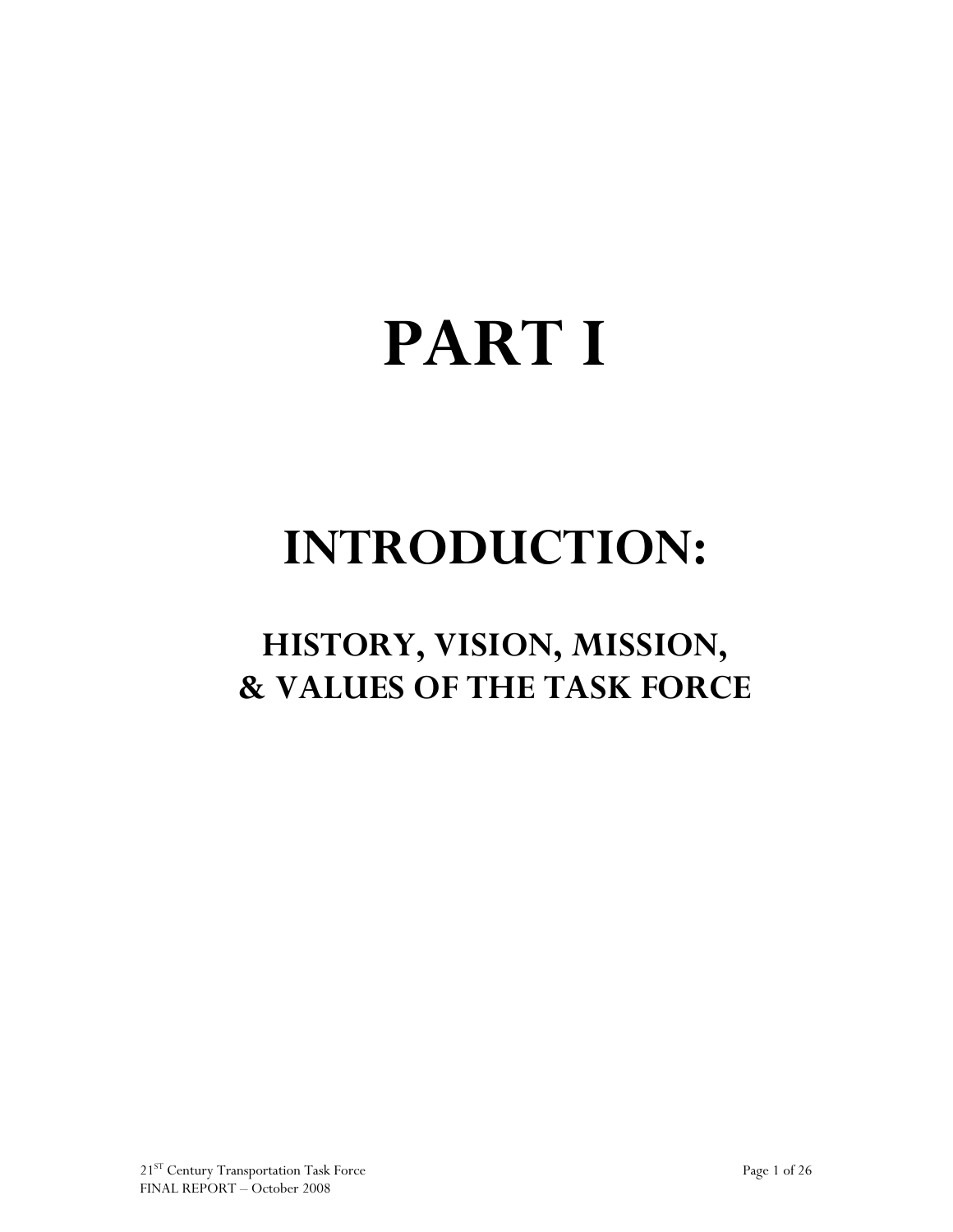# PART I

## INTRODUCTION:

### HISTORY, VISION, MISSION, & VALUES OF THE TASK FORCE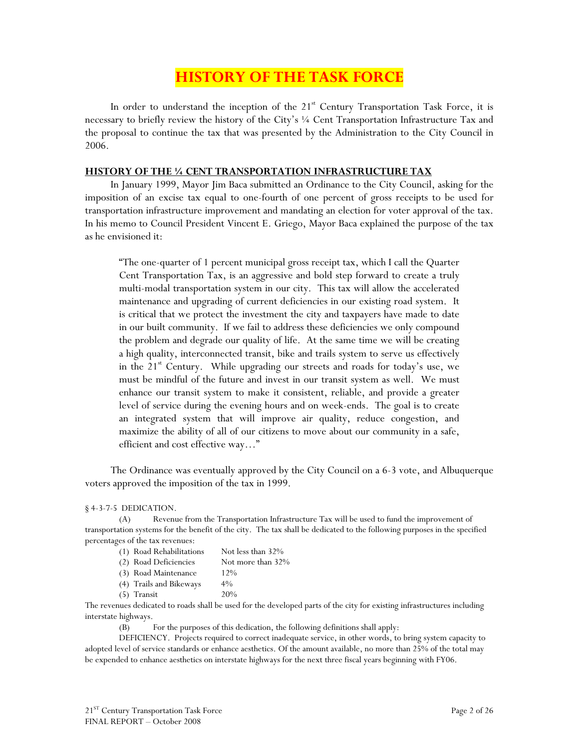# HISTORY OF THE TASK FORCE

In order to understand the inception of the 21st Century Transportation Task Force, it is necessary to briefly review the history of the City's ¼ Cent Transportation Infrastructure Tax and the proposal to continue the tax that was presented by the Administration to the City Council in 2006.

## HISTORY OF THE ¼ CENT TRANSPORTATION INFRASTRUCTURE TAX

In January 1999, Mayor Jim Baca submitted an Ordinance to the City Council, asking for the imposition of an excise tax equal to one-fourth of one percent of gross receipts to be used for transportation infrastructure improvement and mandating an election for voter approval of the tax. In his memo to Council President Vincent E. Griego, Mayor Baca explained the purpose of the tax as he envisioned it:

> "The one-quarter of 1 percent municipal gross receipt tax, which I call the Quarter Cent Transportation Tax, is an aggressive and bold step forward to create a truly multi-modal transportation system in our city. This tax will allow the accelerated maintenance and upgrading of current deficiencies in our existing road system. It is critical that we protect the investment the city and taxpayers have made to date in our built community. If we fail to address these deficiencies we only compound the problem and degrade our quality of life. At the same time we will be creating a high quality, interconnected transit, bike and trails system to serve us effectively in the 21st Century. While upgrading our streets and roads for today's use, we must be mindful of the future and invest in our transit system as well. We must enhance our transit system to make it consistent, reliable, and provide a greater level of service during the evening hours and on week-ends. The goal is to create an integrated system that will improve air quality, reduce congestion, and maximize the ability of all of our citizens to move about our community in a safe, efficient and cost effective way…"

The Ordinance was eventually approved by the City Council on a 6-3 vote, and Albuquerque voters approved the imposition of the tax in 1999.

§ 4-3-7-5 DEDICATION.

(A) Revenue from the Transportation Infrastructure Tax will be used to fund the improvement of transportation systems for the benefit of the city. The tax shall be dedicated to the following purposes in the specified percentages of the tax revenues:

| | |
|---|---|
| (1) Road Rehabilitations | Not less than 32% |
| (2) Road Deficiencies | Not more than 32% |
| (3) Road Maintenance | 12% |
| (4) Trails and Bikeways | 4% |
| (5) Transit | 20% |

The revenues dedicated to roads shall be used for the developed parts of the city for existing infrastructures including interstate highways.

(B) For the purposes of this dedication, the following definitions shall apply:

DEFICIENCY. Projects required to correct inadequate service, in other words, to bring system capacity to adopted level of service standards or enhance aesthetics. Of the amount available, no more than 25% of the total may be expended to enhance aesthetics on interstate highways for the next three fiscal years beginning with FY06.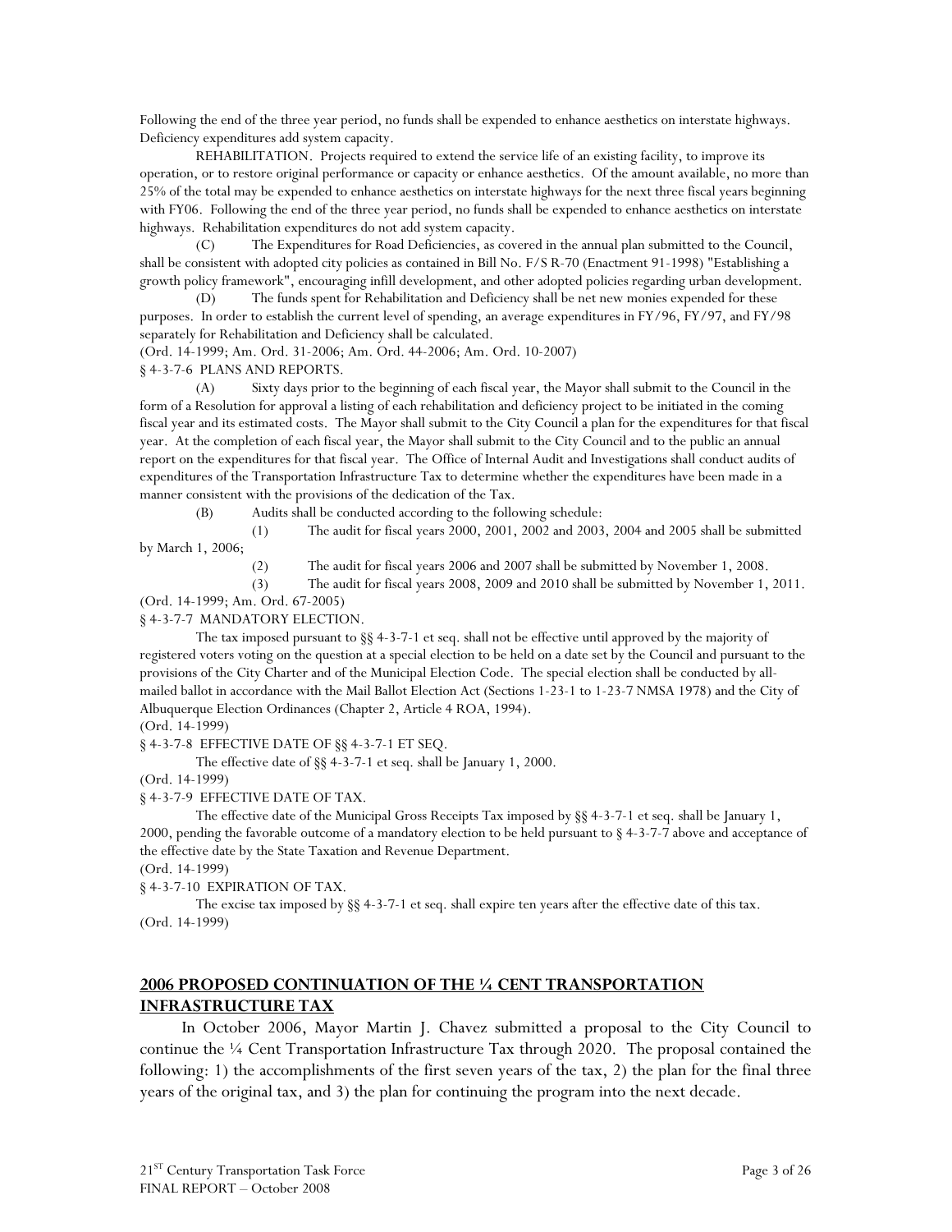Following the end of the three year period, no funds shall be expended to enhance aesthetics on interstate highways. Deficiency expenditures add system capacity.

REHABILITATION. Projects required to extend the service life of an existing facility, to improve its operation, or to restore original performance or capacity or enhance aesthetics. Of the amount available, no more than 25% of the total may be expended to enhance aesthetics on interstate highways for the next three fiscal years beginning with FY06. Following the end of the three year period, no funds shall be expended to enhance aesthetics on interstate highways. Rehabilitation expenditures do not add system capacity.

(C) The Expenditures for Road Deficiencies, as covered in the annual plan submitted to the Council, shall be consistent with adopted city policies as contained in Bill No. F/S R-70 (Enactment 91-1998) "Establishing a growth policy framework", encouraging infill development, and other adopted policies regarding urban development.

(D) The funds spent for Rehabilitation and Deficiency shall be net new monies expended for these purposes. In order to establish the current level of spending, an average expenditures in FY/96, FY/97, and FY/98 separately for Rehabilitation and Deficiency shall be calculated.

(Ord. 14-1999; Am. Ord. 31-2006; Am. Ord. 44-2006; Am. Ord. 10-2007)

§ 4-3-7-6 PLANS AND REPORTS.

(A) Sixty days prior to the beginning of each fiscal year, the Mayor shall submit to the Council in the form of a Resolution for approval a listing of each rehabilitation and deficiency project to be initiated in the coming fiscal year and its estimated costs. The Mayor shall submit to the City Council a plan for the expenditures for that fiscal year. At the completion of each fiscal year, the Mayor shall submit to the City Council and to the public an annual report on the expenditures for that fiscal year. The Office of Internal Audit and Investigations shall conduct audits of expenditures of the Transportation Infrastructure Tax to determine whether the expenditures have been made in a manner consistent with the provisions of the dedication of the Tax.

(B) Audits shall be conducted according to the following schedule:

(1) The audit for fiscal years 2000, 2001, 2002 and 2003, 2004 and 2005 shall be submitted by March 1, 2006;

(2) The audit for fiscal years 2006 and 2007 shall be submitted by November 1, 2008.

(3) The audit for fiscal years 2008, 2009 and 2010 shall be submitted by November 1, 2011.

(Ord. 14-1999; Am. Ord. 67-2005)

§ 4-3-7-7 MANDATORY ELECTION.

The tax imposed pursuant to §§ 4-3-7-1 et seq. shall not be effective until approved by the majority of registered voters voting on the question at a special election to be held on a date set by the Council and pursuant to the provisions of the City Charter and of the Municipal Election Code. The special election shall be conducted by all-mailed ballot in accordance with the Mail Ballot Election Act (Sections 1-23-1 to 1-23-7 NMSA 1978) and the City of Albuquerque Election Ordinances (Chapter 2, Article 4 ROA, 1994).

(Ord. 14-1999)

§ 4-3-7-8 EFFECTIVE DATE OF §§ 4-3-7-1 ET SEQ.

The effective date of §§ 4-3-7-1 et seq. shall be January 1, 2000.

(Ord. 14-1999)

§ 4-3-7-9 EFFECTIVE DATE OF TAX.

The effective date of the Municipal Gross Receipts Tax imposed by §§ 4-3-7-1 et seq. shall be January 1, 2000, pending the favorable outcome of a mandatory election to be held pursuant to § 4-3-7-7 above and acceptance of the effective date by the State Taxation and Revenue Department.

(Ord. 14-1999)

§ 4-3-7-10 EXPIRATION OF TAX.

The excise tax imposed by §§ 4-3-7-1 et seq. shall expire ten years after the effective date of this tax.

(Ord. 14-1999)

## 2006 PROPOSED CONTINUATION OF THE ¼ CENT TRANSPORTATION INFRASTRUCTURE TAX

In October 2006, Mayor Martin J. Chavez submitted a proposal to the City Council to continue the ¼ Cent Transportation Infrastructure Tax through 2020. The proposal contained the following: 1) the accomplishments of the first seven years of the tax, 2) the plan for the final three years of the original tax, and 3) the plan for continuing the program into the next decade.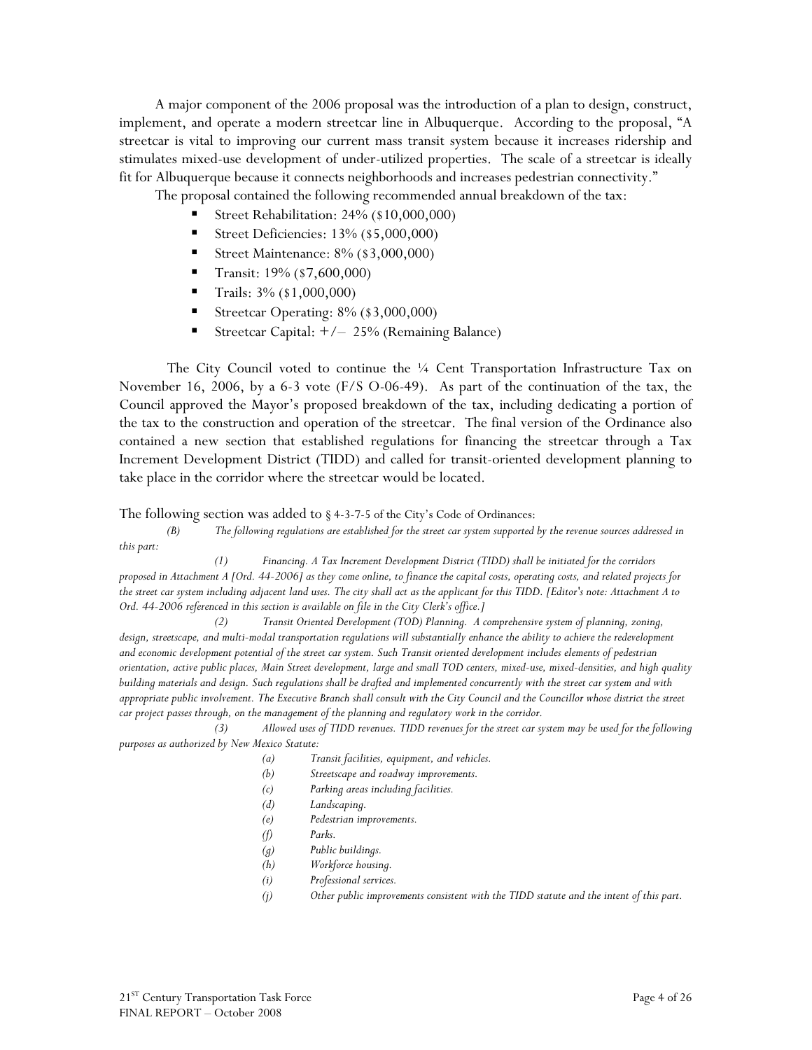A major component of the 2006 proposal was the introduction of a plan to design, construct, implement, and operate a modern streetcar line in Albuquerque. According to the proposal, "A streetcar is vital to improving our current mass transit system because it increases ridership and stimulates mixed-use development of under-utilized properties. The scale of a streetcar is ideally fit for Albuquerque because it connects neighborhoods and increases pedestrian connectivity."

The proposal contained the following recommended annual breakdown of the tax:

- Street Rehabilitation: 24% ($10,000,000)
- Street Deficiencies: 13% ($5,000,000)
- Street Maintenance: 8% ($3,000,000)
- Transit: 19% ($7,600,000)
- Trails: 3% ($1,000,000)
- Streetcar Operating: 8% ($3,000,000)
- Streetcar Capital: +/– 25% (Remaining Balance)

The City Council voted to continue the ¼ Cent Transportation Infrastructure Tax on November 16, 2006, by a 6-3 vote (F/S O-06-49). As part of the continuation of the tax, the Council approved the Mayor's proposed breakdown of the tax, including dedicating a portion of the tax to the construction and operation of the streetcar. The final version of the Ordinance also contained a new section that established regulations for financing the streetcar through a Tax Increment Development District (TIDD) and called for transit-oriented development planning to take place in the corridor where the streetcar would be located.

The following section was added to § 4-3-7-5 of the City's Code of Ordinances:

*(B) The following regulations are established for the street car system supported by the revenue sources addressed in this part:*

*(1) Financing. A Tax Increment Development District (TIDD) shall be initiated for the corridors proposed in Attachment A [Ord. 44-2006] as they come online, to finance the capital costs, operating costs, and related projects for the street car system including adjacent land uses. The city shall act as the applicant for this TIDD. [Editor's note: Attachment A to Ord. 44-2006 referenced in this section is available on file in the City Clerk's office.]*

*(2) Transit Oriented Development (TOD) Planning. A comprehensive system of planning, zoning, design, streetscape, and multi-modal transportation regulations will substantially enhance the ability to achieve the redevelopment and economic development potential of the street car system. Such Transit oriented development includes elements of pedestrian orientation, active public places, Main Street development, large and small TOD centers, mixed-use, mixed-densities, and high quality building materials and design. Such regulations shall be drafted and implemented concurrently with the street car system and with appropriate public involvement. The Executive Branch shall consult with the City Council and the Councillor whose district the street car project passes through, on the management of the planning and regulatory work in the corridor.*

*(3) Allowed uses of TIDD revenues. TIDD revenues for the street car system may be used for the following purposes as authorized by New Mexico Statute:*

*(a) Transit facilities, equipment, and vehicles.*
*(b) Streetscape and roadway improvements.*
*(c) Parking areas including facilities.*
*(d) Landscaping.*
*(e) Pedestrian improvements.*
*(f) Parks.*
*(g) Public buildings.*
*(h) Workforce housing.*
*(i) Professional services.*
*(j) Other public improvements consistent with the TIDD statute and the intent of this part.*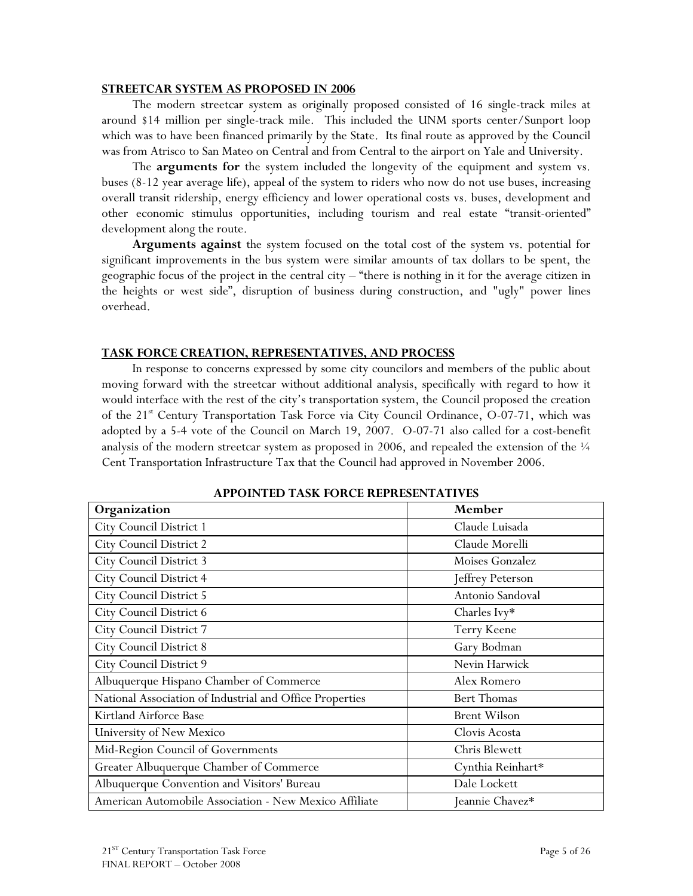## STREETCAR SYSTEM AS PROPOSED IN 2006

The modern streetcar system as originally proposed consisted of 16 single-track miles at around $14 million per single-track mile. This included the UNM sports center/Sunport loop which was to have been financed primarily by the State. Its final route as approved by the Council was from Atrisco to San Mateo on Central and from Central to the airport on Yale and University.

The **arguments for** the system included the longevity of the equipment and system vs. buses (8-12 year average life), appeal of the system to riders who now do not use buses, increasing overall transit ridership, energy efficiency and lower operational costs vs. buses, development and other economic stimulus opportunities, including tourism and real estate "transit-oriented" development along the route.

**Arguments against** the system focused on the total cost of the system vs. potential for significant improvements in the bus system were similar amounts of tax dollars to be spent, the geographic focus of the project in the central city – "there is nothing in it for the average citizen in the heights or west side", disruption of business during construction, and "ugly" power lines overhead.

## TASK FORCE CREATION, REPRESENTATIVES, AND PROCESS

In response to concerns expressed by some city councilors and members of the public about moving forward with the streetcar without additional analysis, specifically with regard to how it would interface with the rest of the city's transportation system, the Council proposed the creation of the 21st Century Transportation Task Force via City Council Ordinance, O-07-71, which was adopted by a 5-4 vote of the Council on March 19, 2007. O-07-71 also called for a cost-benefit analysis of the modern streetcar system as proposed in 2006, and repealed the extension of the ¼ Cent Transportation Infrastructure Tax that the Council had approved in November 2006.

**APPOINTED TASK FORCE REPRESENTATIVES**

| Organization | Member |
|---|---|
| City Council District 1 | Claude Luisada |
| City Council District 2 | Claude Morelli |
| City Council District 3 | Moises Gonzalez |
| City Council District 4 | Jeffrey Peterson |
| City Council District 5 | Antonio Sandoval |
| City Council District 6 | Charles Ivy* |
| City Council District 7 | Terry Keene |
| City Council District 8 | Gary Bodman |
| City Council District 9 | Nevin Harwick |
| Albuquerque Hispano Chamber of Commerce | Alex Romero |
| National Association of Industrial and Office Properties | Bert Thomas |
| Kirtland Airforce Base | Brent Wilson |
| University of New Mexico | Clovis Acosta |
| Mid-Region Council of Governments | Chris Blewett |
| Greater Albuquerque Chamber of Commerce | Cynthia Reinhart* |
| Albuquerque Convention and Visitors' Bureau | Dale Lockett |
| American Automobile Association - New Mexico Affiliate | Jeannie Chavez* |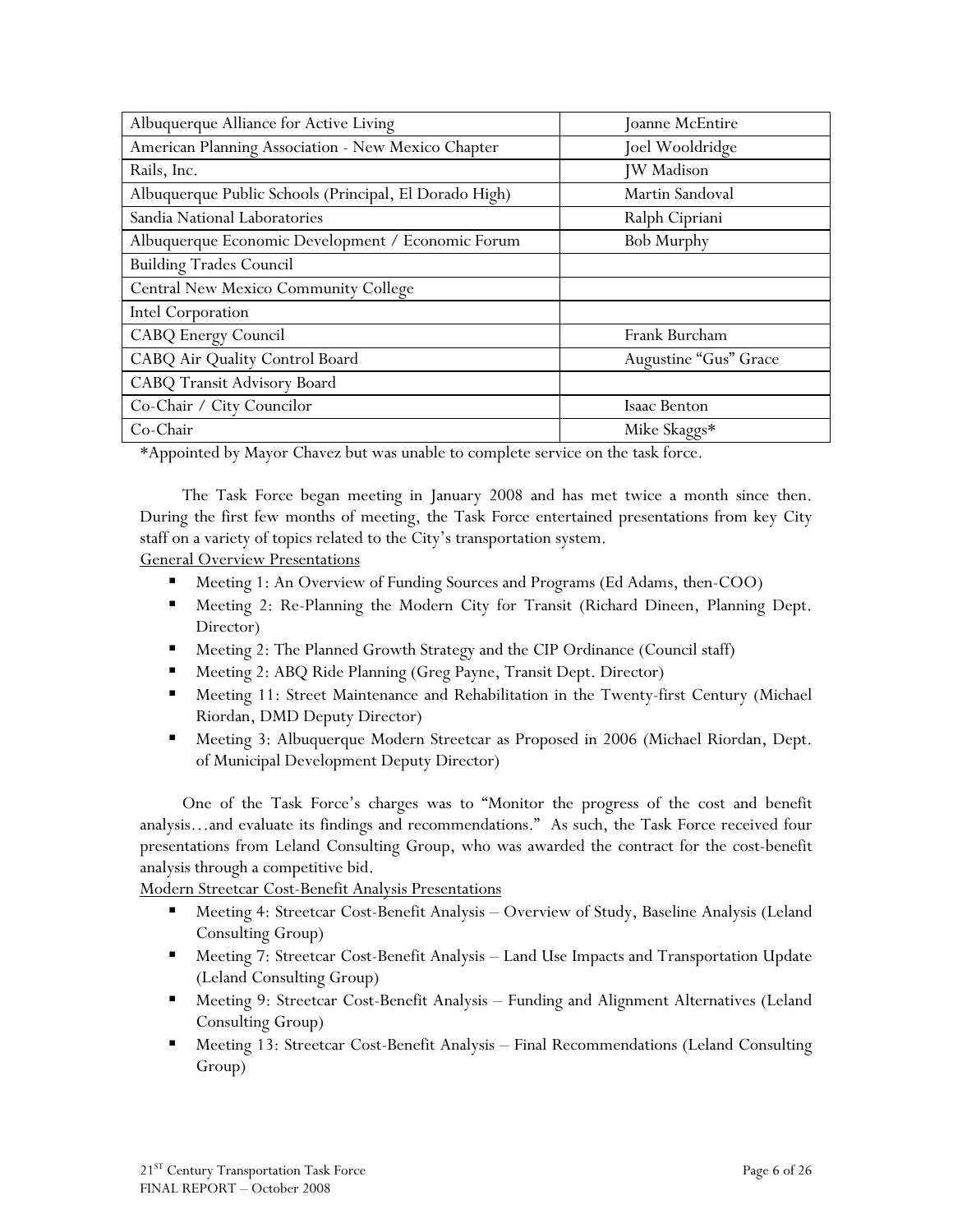| | |
|---|---|
| Albuquerque Alliance for Active Living | Joanne McEntire |
| American Planning Association - New Mexico Chapter | Joel Wooldridge |
| Rails, Inc. | JW Madison |
| Albuquerque Public Schools (Principal, El Dorado High) | Martin Sandoval |
| Sandia National Laboratories | Ralph Cipriani |
| Albuquerque Economic Development / Economic Forum | Bob Murphy |
| Building Trades Council | |
| Central New Mexico Community College | |
| Intel Corporation | |
| CABQ Energy Council | Frank Burcham |
| CABQ Air Quality Control Board | Augustine "Gus" Grace |
| CABQ Transit Advisory Board | |
| Co-Chair / City Councilor | Isaac Benton |
| Co-Chair | Mike Skaggs* |

*Appointed by Mayor Chavez but was unable to complete service on the task force.

The Task Force began meeting in January 2008 and has met twice a month since then. During the first few months of meeting, the Task Force entertained presentations from key City staff on a variety of topics related to the City's transportation system.

<u>General Overview Presentations</u>

- Meeting 1: An Overview of Funding Sources and Programs (Ed Adams, then-COO)
- Meeting 2: Re-Planning the Modern City for Transit (Richard Dineen, Planning Dept. Director)
- Meeting 2: The Planned Growth Strategy and the CIP Ordinance (Council staff)
- Meeting 2: ABQ Ride Planning (Greg Payne, Transit Dept. Director)
- Meeting 11: Street Maintenance and Rehabilitation in the Twenty-first Century (Michael Riordan, DMD Deputy Director)
- Meeting 3: Albuquerque Modern Streetcar as Proposed in 2006 (Michael Riordan, Dept. of Municipal Development Deputy Director)

One of the Task Force's charges was to "Monitor the progress of the cost and benefit analysis…and evaluate its findings and recommendations." As such, the Task Force received four presentations from Leland Consulting Group, who was awarded the contract for the cost-benefit analysis through a competitive bid.

<u>Modern Streetcar Cost-Benefit Analysis Presentations</u>

- Meeting 4: Streetcar Cost-Benefit Analysis – Overview of Study, Baseline Analysis (Leland Consulting Group)
- Meeting 7: Streetcar Cost-Benefit Analysis – Land Use Impacts and Transportation Update (Leland Consulting Group)
- Meeting 9: Streetcar Cost-Benefit Analysis – Funding and Alignment Alternatives (Leland Consulting Group)
- Meeting 13: Streetcar Cost-Benefit Analysis – Final Recommendations (Leland Consulting Group)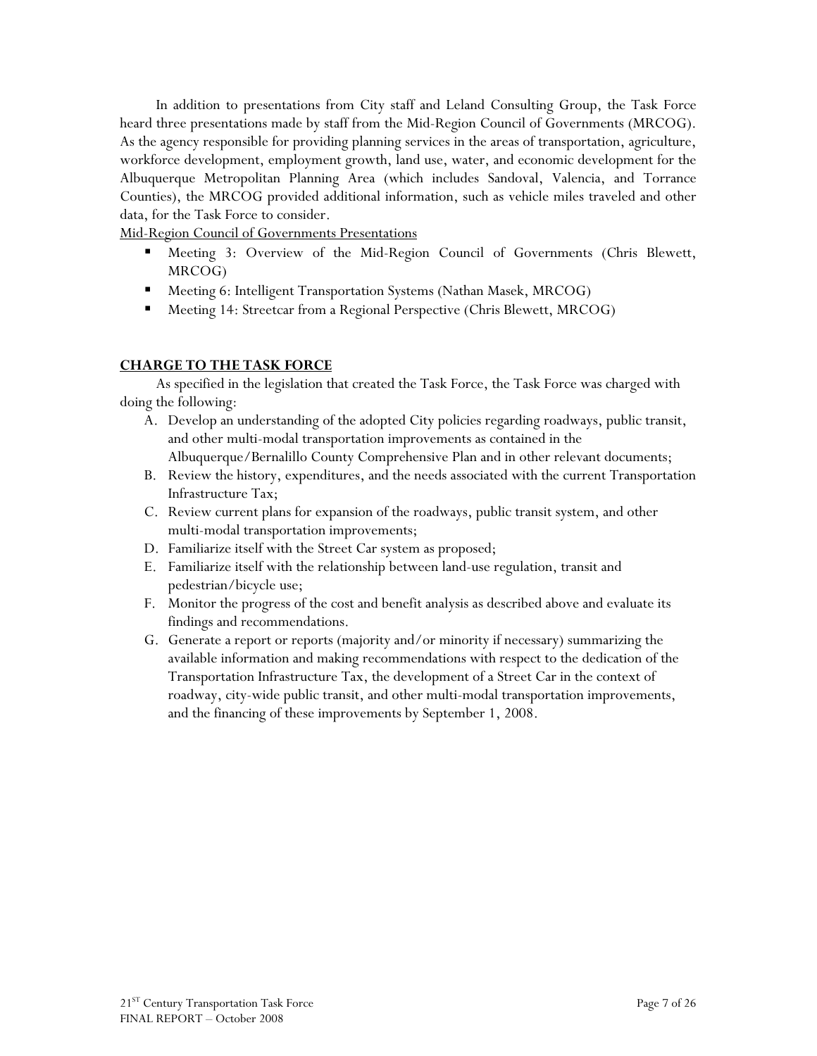In addition to presentations from City staff and Leland Consulting Group, the Task Force heard three presentations made by staff from the Mid-Region Council of Governments (MRCOG). As the agency responsible for providing planning services in the areas of transportation, agriculture, workforce development, employment growth, land use, water, and economic development for the Albuquerque Metropolitan Planning Area (which includes Sandoval, Valencia, and Torrance Counties), the MRCOG provided additional information, such as vehicle miles traveled and other data, for the Task Force to consider.

Mid-Region Council of Governments Presentations

- Meeting 3: Overview of the Mid-Region Council of Governments (Chris Blewett, MRCOG)
- Meeting 6: Intelligent Transportation Systems (Nathan Masek, MRCOG)
- Meeting 14: Streetcar from a Regional Perspective (Chris Blewett, MRCOG)

## CHARGE TO THE TASK FORCE

As specified in the legislation that created the Task Force, the Task Force was charged with doing the following:

A. Develop an understanding of the adopted City policies regarding roadways, public transit, and other multi-modal transportation improvements as contained in the Albuquerque/Bernalillo County Comprehensive Plan and in other relevant documents;
B. Review the history, expenditures, and the needs associated with the current Transportation Infrastructure Tax;
C. Review current plans for expansion of the roadways, public transit system, and other multi-modal transportation improvements;
D. Familiarize itself with the Street Car system as proposed;
E. Familiarize itself with the relationship between land-use regulation, transit and pedestrian/bicycle use;
F. Monitor the progress of the cost and benefit analysis as described above and evaluate its findings and recommendations.
G. Generate a report or reports (majority and/or minority if necessary) summarizing the available information and making recommendations with respect to the dedication of the Transportation Infrastructure Tax, the development of a Street Car in the context of roadway, city-wide public transit, and other multi-modal transportation improvements, and the financing of these improvements by September 1, 2008.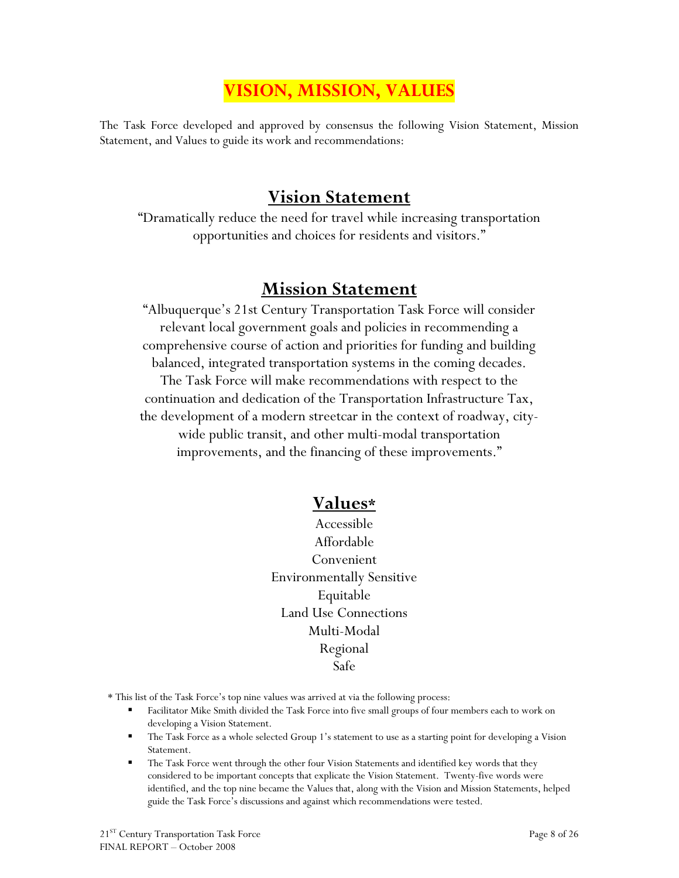# VISION, MISSION, VALUES

The Task Force developed and approved by consensus the following Vision Statement, Mission Statement, and Values to guide its work and recommendations:

## Vision Statement

"Dramatically reduce the need for travel while increasing transportation opportunities and choices for residents and visitors."

## Mission Statement

"Albuquerque's 21st Century Transportation Task Force will consider relevant local government goals and policies in recommending a comprehensive course of action and priorities for funding and building balanced, integrated transportation systems in the coming decades. The Task Force will make recommendations with respect to the continuation and dedication of the Transportation Infrastructure Tax, the development of a modern streetcar in the context of roadway, city-wide public transit, and other multi-modal transportation improvements, and the financing of these improvements."

## Values*

Accessible
Affordable
Convenient
Environmentally Sensitive
Equitable
Land Use Connections
Multi-Modal
Regional
Safe

\* This list of the Task Force's top nine values was arrived at via the following process:

- Facilitator Mike Smith divided the Task Force into five small groups of four members each to work on developing a Vision Statement.
- The Task Force as a whole selected Group 1's statement to use as a starting point for developing a Vision Statement.
- The Task Force went through the other four Vision Statements and identified key words that they considered to be important concepts that explicate the Vision Statement. Twenty-five words were identified, and the top nine became the Values that, along with the Vision and Mission Statements, helped guide the Task Force's discussions and against which recommendations were tested.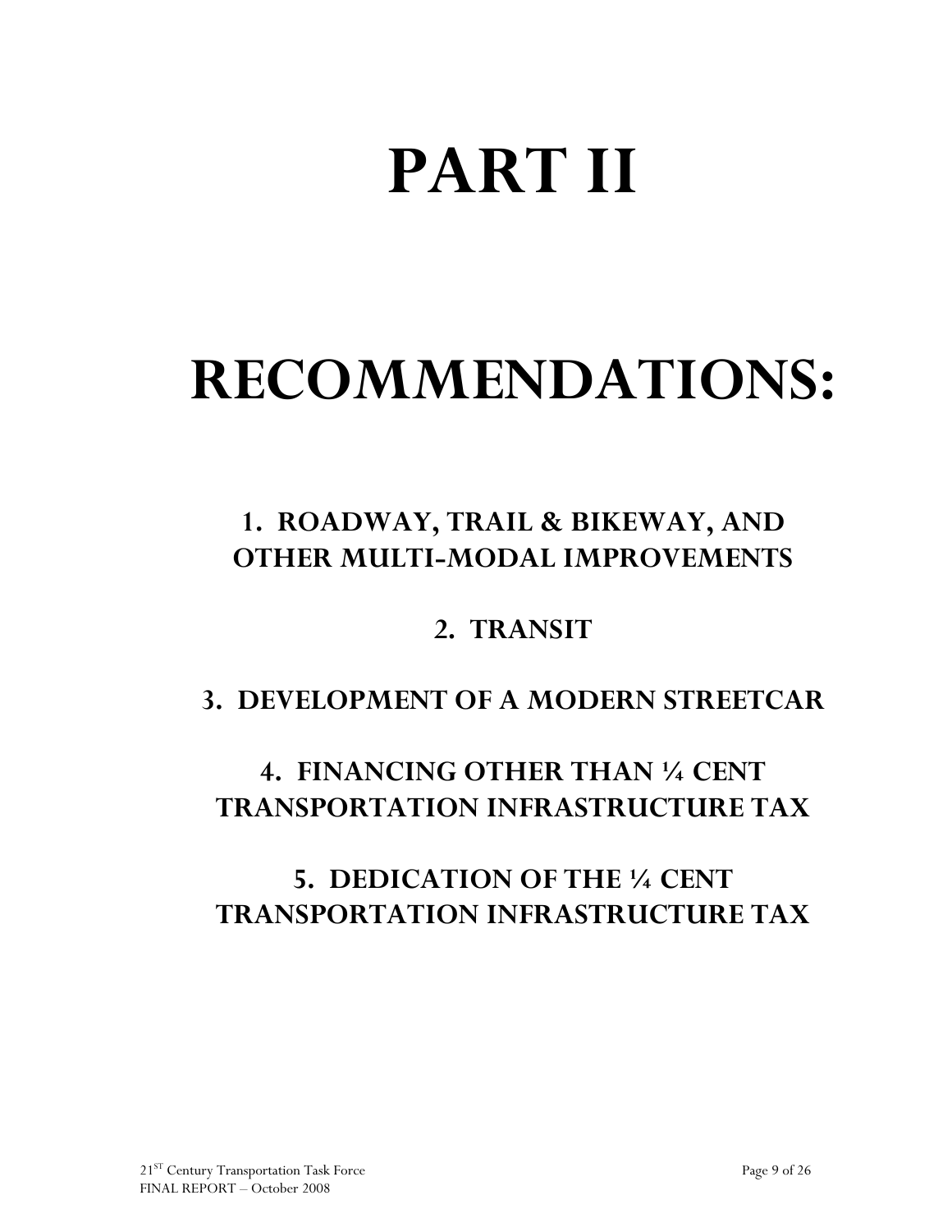# PART II

# RECOMMENDATIONS:

## 1. ROADWAY, TRAIL & BIKEWAY, AND OTHER MULTI-MODAL IMPROVEMENTS

## 2. TRANSIT

## 3. DEVELOPMENT OF A MODERN STREETCAR

## 4. FINANCING OTHER THAN ¼ CENT TRANSPORTATION INFRASTRUCTURE TAX

## 5. DEDICATION OF THE ¼ CENT TRANSPORTATION INFRASTRUCTURE TAX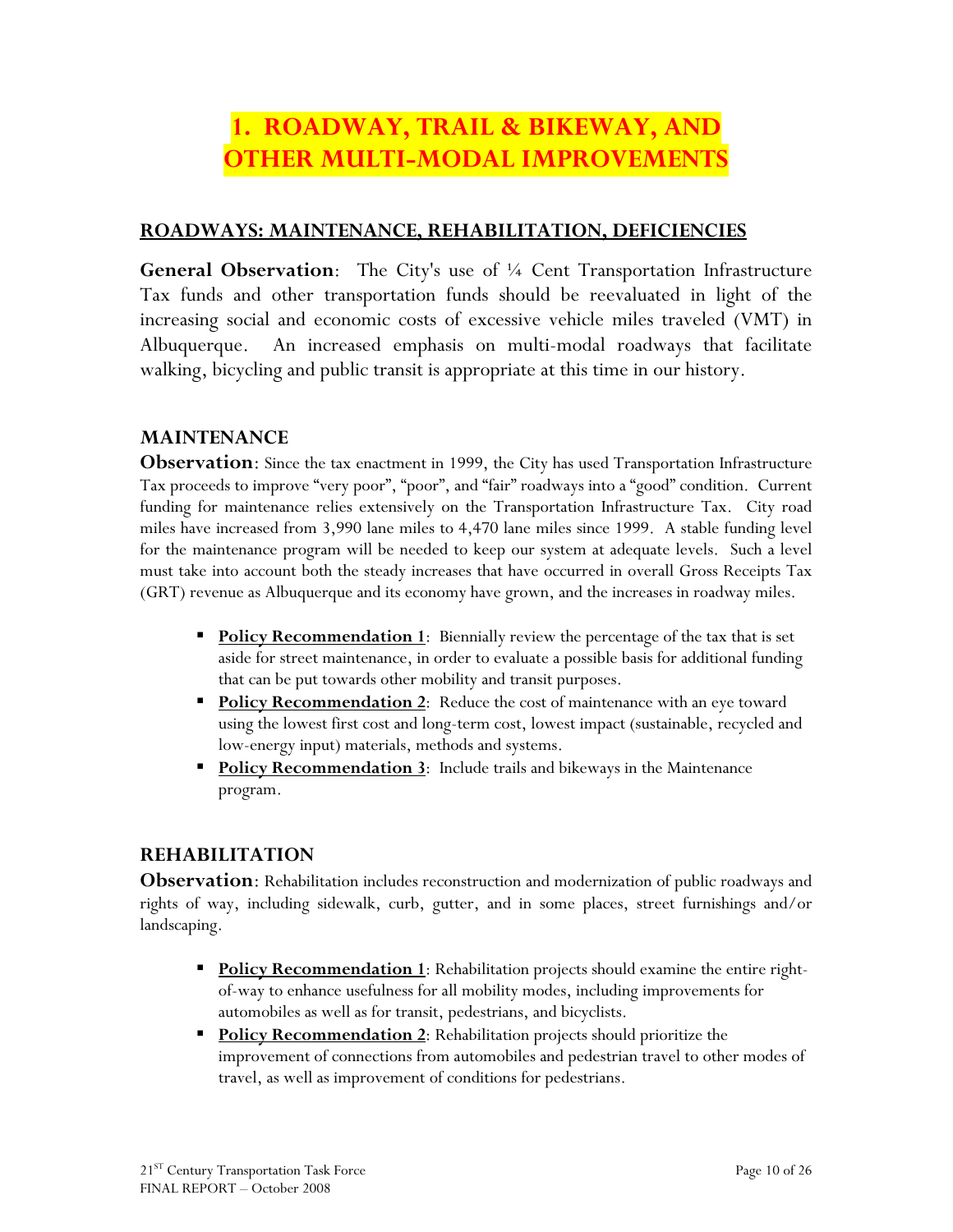# 1. ROADWAY, TRAIL & BIKEWAY, AND OTHER MULTI-MODAL IMPROVEMENTS

## ROADWAYS: MAINTENANCE, REHABILITATION, DEFICIENCIES

**General Observation**: The City's use of ¼ Cent Transportation Infrastructure Tax funds and other transportation funds should be reevaluated in light of the increasing social and economic costs of excessive vehicle miles traveled (VMT) in Albuquerque. An increased emphasis on multi-modal roadways that facilitate walking, bicycling and public transit is appropriate at this time in our history.

### MAINTENANCE

**Observation**: Since the tax enactment in 1999, the City has used Transportation Infrastructure Tax proceeds to improve "very poor", "poor", and "fair" roadways into a "good" condition. Current funding for maintenance relies extensively on the Transportation Infrastructure Tax. City road miles have increased from 3,990 lane miles to 4,470 lane miles since 1999. A stable funding level for the maintenance program will be needed to keep our system at adequate levels. Such a level must take into account both the steady increases that have occurred in overall Gross Receipts Tax (GRT) revenue as Albuquerque and its economy have grown, and the increases in roadway miles.

- **Policy Recommendation 1**: Biennially review the percentage of the tax that is set aside for street maintenance, in order to evaluate a possible basis for additional funding that can be put towards other mobility and transit purposes.
- **Policy Recommendation 2**: Reduce the cost of maintenance with an eye toward using the lowest first cost and long-term cost, lowest impact (sustainable, recycled and low-energy input) materials, methods and systems.
- **Policy Recommendation 3**: Include trails and bikeways in the Maintenance program.

### REHABILITATION

**Observation**: Rehabilitation includes reconstruction and modernization of public roadways and rights of way, including sidewalk, curb, gutter, and in some places, street furnishings and/or landscaping.

- **Policy Recommendation 1**: Rehabilitation projects should examine the entire right-of-way to enhance usefulness for all mobility modes, including improvements for automobiles as well as for transit, pedestrians, and bicyclists.
- **Policy Recommendation 2**: Rehabilitation projects should prioritize the improvement of connections from automobiles and pedestrian travel to other modes of travel, as well as improvement of conditions for pedestrians.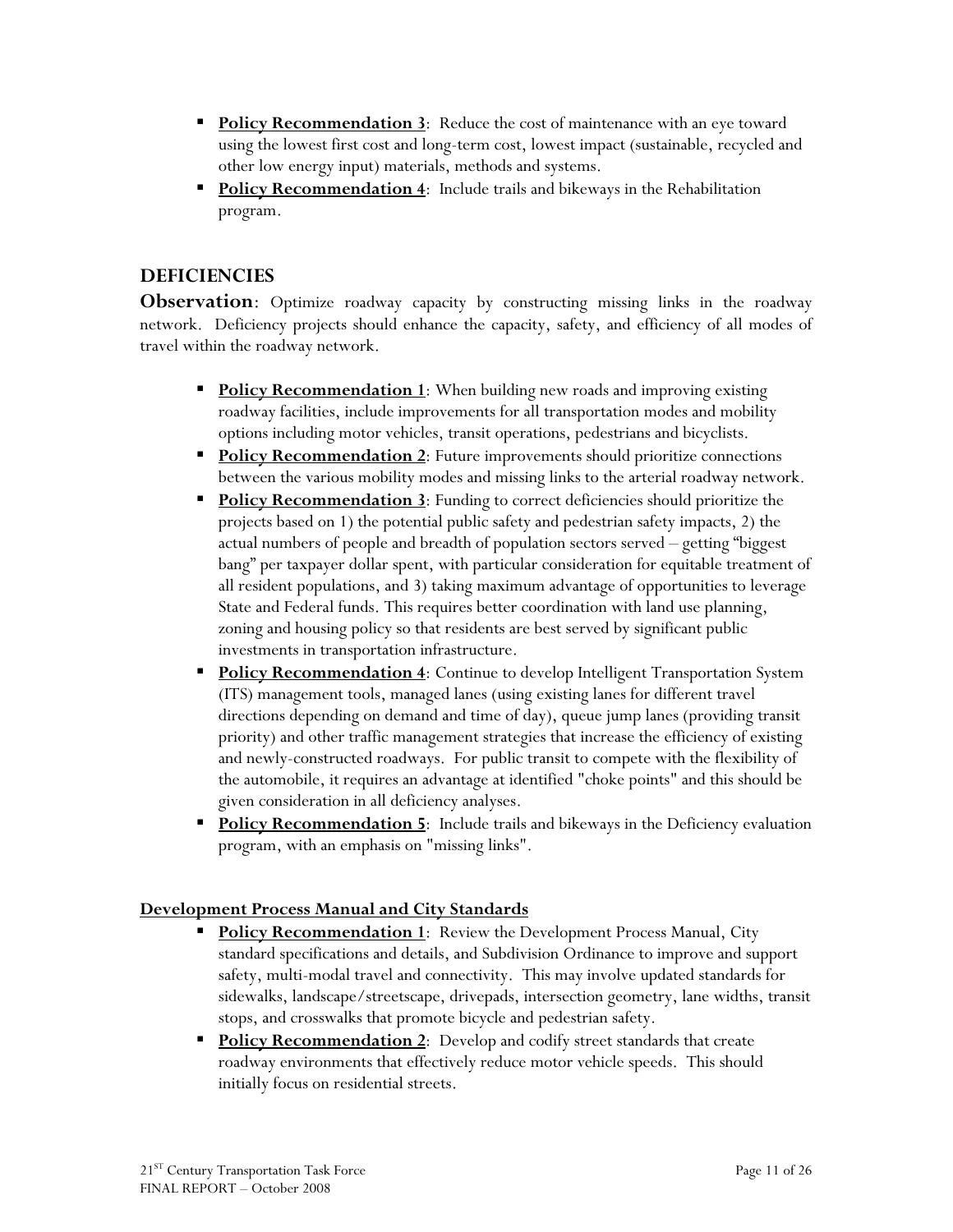- **Policy Recommendation 3**: Reduce the cost of maintenance with an eye toward using the lowest first cost and long-term cost, lowest impact (sustainable, recycled and other low energy input) materials, methods and systems.
- **Policy Recommendation 4**: Include trails and bikeways in the Rehabilitation program.

## DEFICIENCIES

**Observation**: Optimize roadway capacity by constructing missing links in the roadway network. Deficiency projects should enhance the capacity, safety, and efficiency of all modes of travel within the roadway network.

- **Policy Recommendation 1**: When building new roads and improving existing roadway facilities, include improvements for all transportation modes and mobility options including motor vehicles, transit operations, pedestrians and bicyclists.
- **Policy Recommendation 2**: Future improvements should prioritize connections between the various mobility modes and missing links to the arterial roadway network.
- **Policy Recommendation 3**: Funding to correct deficiencies should prioritize the projects based on 1) the potential public safety and pedestrian safety impacts, 2) the actual numbers of people and breadth of population sectors served – getting "biggest bang" per taxpayer dollar spent, with particular consideration for equitable treatment of all resident populations, and 3) taking maximum advantage of opportunities to leverage State and Federal funds. This requires better coordination with land use planning, zoning and housing policy so that residents are best served by significant public investments in transportation infrastructure.
- **Policy Recommendation 4**: Continue to develop Intelligent Transportation System (ITS) management tools, managed lanes (using existing lanes for different travel directions depending on demand and time of day), queue jump lanes (providing transit priority) and other traffic management strategies that increase the efficiency of existing and newly-constructed roadways. For public transit to compete with the flexibility of the automobile, it requires an advantage at identified "choke points" and this should be given consideration in all deficiency analyses.
- **Policy Recommendation 5**: Include trails and bikeways in the Deficiency evaluation program, with an emphasis on "missing links".

### Development Process Manual and City Standards

- **Policy Recommendation 1**: Review the Development Process Manual, City standard specifications and details, and Subdivision Ordinance to improve and support safety, multi-modal travel and connectivity. This may involve updated standards for sidewalks, landscape/streetscape, drivepads, intersection geometry, lane widths, transit stops, and crosswalks that promote bicycle and pedestrian safety.
- **Policy Recommendation 2**: Develop and codify street standards that create roadway environments that effectively reduce motor vehicle speeds. This should initially focus on residential streets.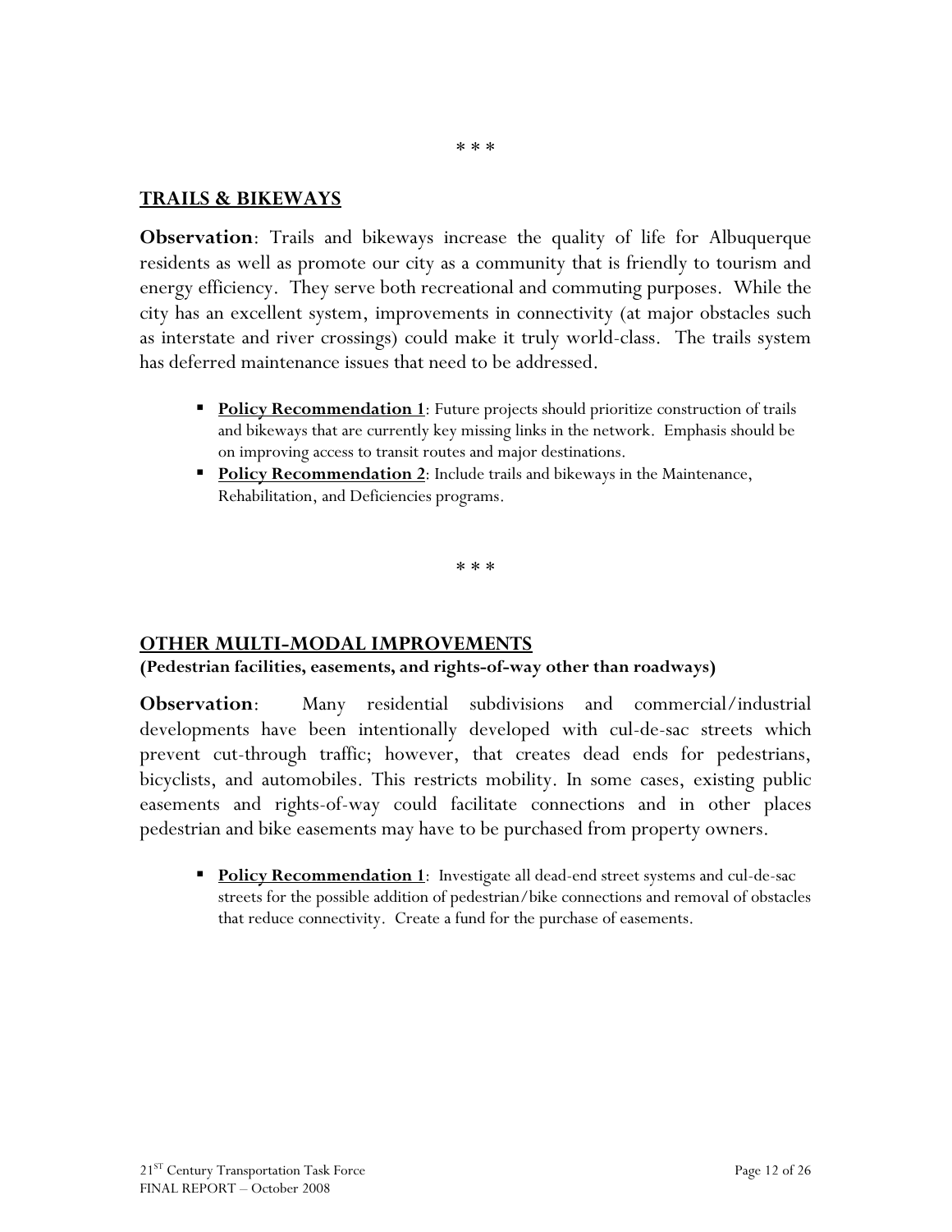\* \* \*

## TRAILS & BIKEWAYS

**Observation**: Trails and bikeways increase the quality of life for Albuquerque residents as well as promote our city as a community that is friendly to tourism and energy efficiency. They serve both recreational and commuting purposes. While the city has an excellent system, improvements in connectivity (at major obstacles such as interstate and river crossings) could make it truly world-class. The trails system has deferred maintenance issues that need to be addressed.

- **Policy Recommendation 1**: Future projects should prioritize construction of trails and bikeways that are currently key missing links in the network. Emphasis should be on improving access to transit routes and major destinations.
- **Policy Recommendation 2**: Include trails and bikeways in the Maintenance, Rehabilitation, and Deficiencies programs.

\* \* \*

## OTHER MULTI-MODAL IMPROVEMENTS

**(Pedestrian facilities, easements, and rights-of-way other than roadways)**

**Observation**: Many residential subdivisions and commercial/industrial developments have been intentionally developed with cul-de-sac streets which prevent cut-through traffic; however, that creates dead ends for pedestrians, bicyclists, and automobiles. This restricts mobility. In some cases, existing public easements and rights-of-way could facilitate connections and in other places pedestrian and bike easements may have to be purchased from property owners.

- **Policy Recommendation 1**: Investigate all dead-end street systems and cul-de-sac streets for the possible addition of pedestrian/bike connections and removal of obstacles that reduce connectivity. Create a fund for the purchase of easements.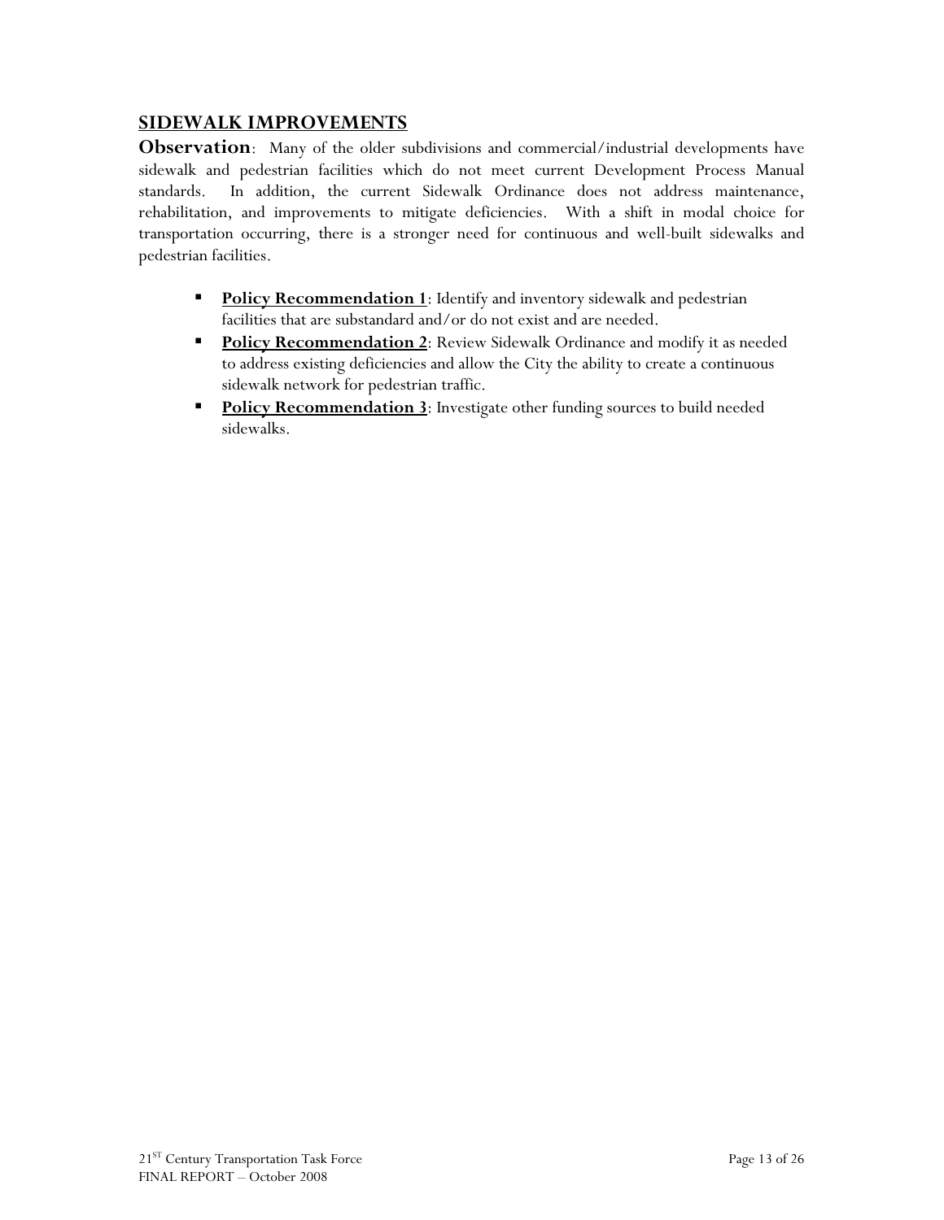## SIDEWALK IMPROVEMENTS

**Observation**: Many of the older subdivisions and commercial/industrial developments have sidewalk and pedestrian facilities which do not meet current Development Process Manual standards. In addition, the current Sidewalk Ordinance does not address maintenance, rehabilitation, and improvements to mitigate deficiencies. With a shift in modal choice for transportation occurring, there is a stronger need for continuous and well-built sidewalks and pedestrian facilities.

- **Policy Recommendation 1**: Identify and inventory sidewalk and pedestrian facilities that are substandard and/or do not exist and are needed.
- **Policy Recommendation 2**: Review Sidewalk Ordinance and modify it as needed to address existing deficiencies and allow the City the ability to create a continuous sidewalk network for pedestrian traffic.
- **Policy Recommendation 3**: Investigate other funding sources to build needed sidewalks.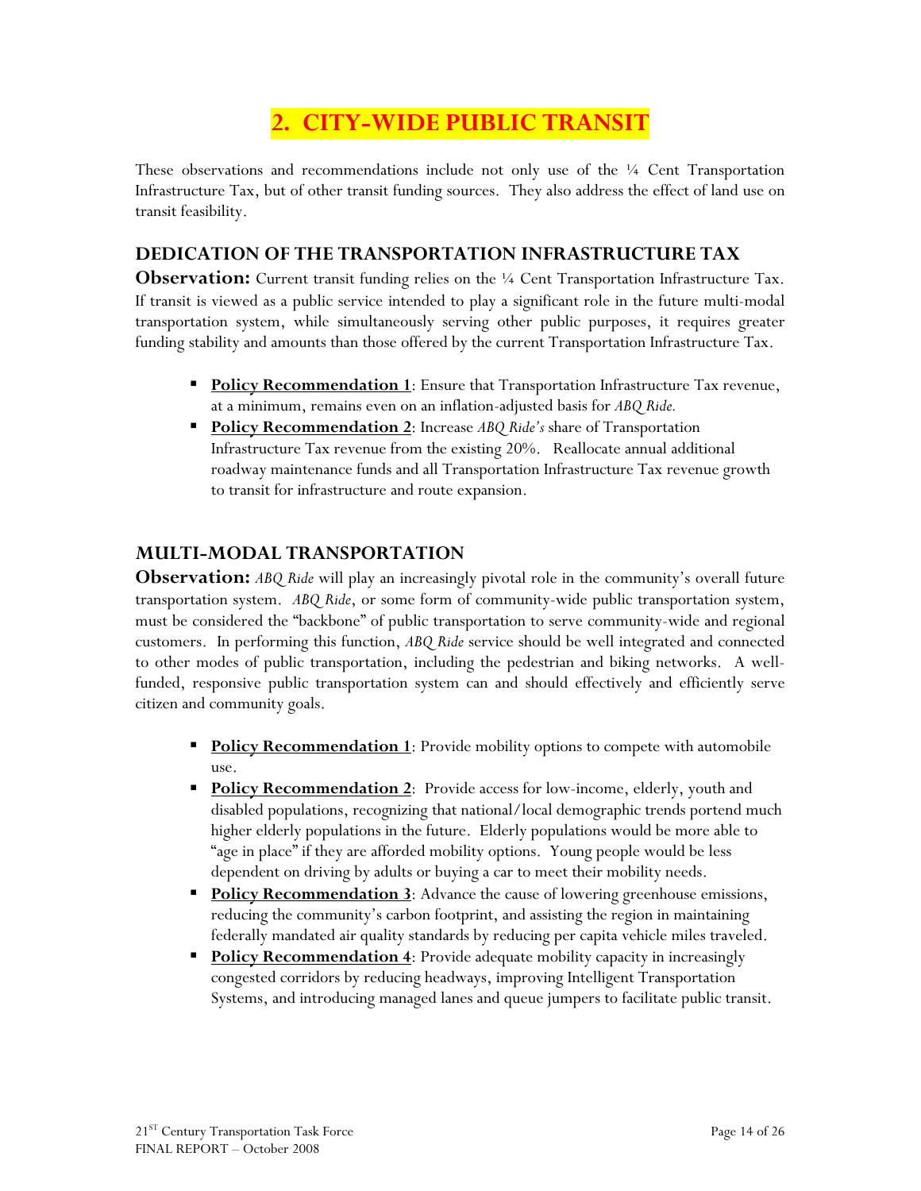# 2. CITY-WIDE PUBLIC TRANSIT

These observations and recommendations include not only use of the ¼ Cent Transportation Infrastructure Tax, but of other transit funding sources. They also address the effect of land use on transit feasibility.

## DEDICATION OF THE TRANSPORTATION INFRASTRUCTURE TAX

**Observation:** Current transit funding relies on the ¼ Cent Transportation Infrastructure Tax. If transit is viewed as a public service intended to play a significant role in the future multi-modal transportation system, while simultaneously serving other public purposes, it requires greater funding stability and amounts than those offered by the current Transportation Infrastructure Tax.

- **Policy Recommendation 1**: Ensure that Transportation Infrastructure Tax revenue, at a minimum, remains even on an inflation-adjusted basis for *ABQ Ride.*
- **Policy Recommendation 2**: Increase *ABQ Ride's* share of Transportation Infrastructure Tax revenue from the existing 20%. Reallocate annual additional roadway maintenance funds and all Transportation Infrastructure Tax revenue growth to transit for infrastructure and route expansion.

## MULTI-MODAL TRANSPORTATION

**Observation:** *ABQ Ride* will play an increasingly pivotal role in the community's overall future transportation system. *ABQ Ride*, or some form of community-wide public transportation system, must be considered the "backbone" of public transportation to serve community-wide and regional customers. In performing this function, *ABQ Ride* service should be well integrated and connected to other modes of public transportation, including the pedestrian and biking networks. A well-funded, responsive public transportation system can and should effectively and efficiently serve citizen and community goals.

- **Policy Recommendation 1**: Provide mobility options to compete with automobile use.
- **Policy Recommendation 2**: Provide access for low-income, elderly, youth and disabled populations, recognizing that national/local demographic trends portend much higher elderly populations in the future. Elderly populations would be more able to "age in place" if they are afforded mobility options. Young people would be less dependent on driving by adults or buying a car to meet their mobility needs.
- **Policy Recommendation 3**: Advance the cause of lowering greenhouse emissions, reducing the community's carbon footprint, and assisting the region in maintaining federally mandated air quality standards by reducing per capita vehicle miles traveled.
- **Policy Recommendation 4**: Provide adequate mobility capacity in increasingly congested corridors by reducing headways, improving Intelligent Transportation Systems, and introducing managed lanes and queue jumpers to facilitate public transit.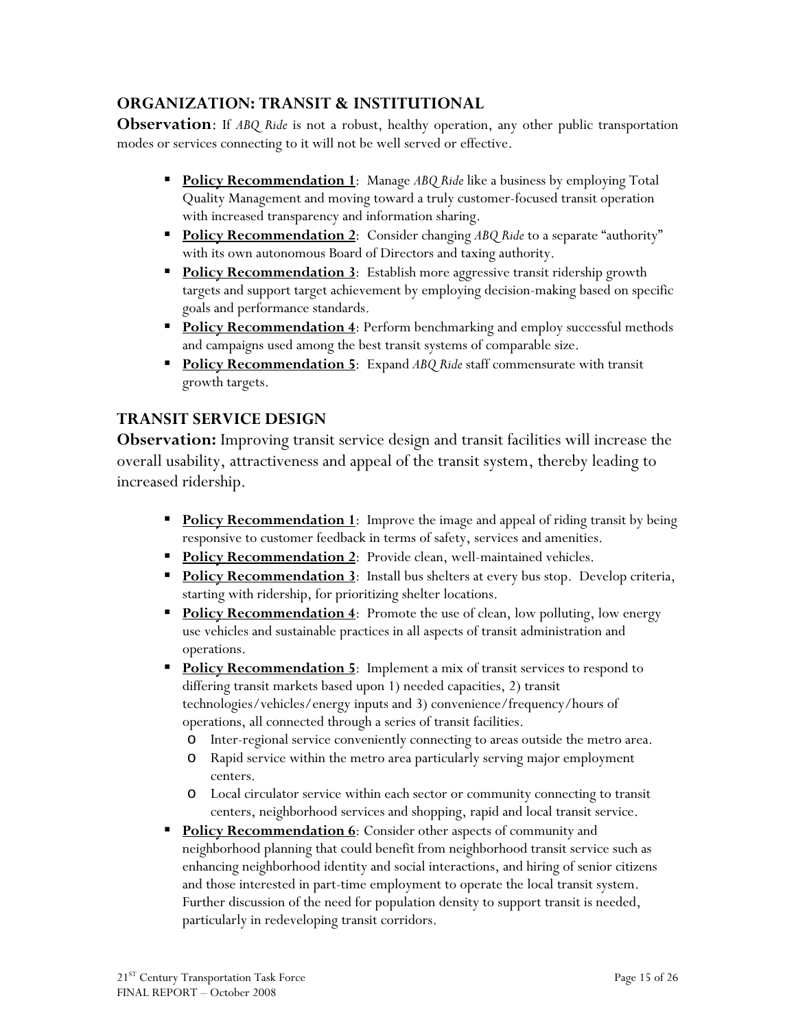## ORGANIZATION: TRANSIT & INSTITUTIONAL

**Observation**: If *ABQ Ride* is not a robust, healthy operation, any other public transportation modes or services connecting to it will not be well served or effective.

- **Policy Recommendation 1**: Manage *ABQ Ride* like a business by employing Total Quality Management and moving toward a truly customer-focused transit operation with increased transparency and information sharing.
- **Policy Recommendation 2**: Consider changing *ABQ Ride* to a separate "authority" with its own autonomous Board of Directors and taxing authority.
- **Policy Recommendation 3**: Establish more aggressive transit ridership growth targets and support target achievement by employing decision-making based on specific goals and performance standards.
- **Policy Recommendation 4**: Perform benchmarking and employ successful methods and campaigns used among the best transit systems of comparable size.
- **Policy Recommendation 5**: Expand *ABQ Ride* staff commensurate with transit growth targets.

## TRANSIT SERVICE DESIGN

**Observation:** Improving transit service design and transit facilities will increase the overall usability, attractiveness and appeal of the transit system, thereby leading to increased ridership.

- **Policy Recommendation 1**: Improve the image and appeal of riding transit by being responsive to customer feedback in terms of safety, services and amenities.
- **Policy Recommendation 2**: Provide clean, well-maintained vehicles.
- **Policy Recommendation 3**: Install bus shelters at every bus stop. Develop criteria, starting with ridership, for prioritizing shelter locations.
- **Policy Recommendation 4**: Promote the use of clean, low polluting, low energy use vehicles and sustainable practices in all aspects of transit administration and operations.
- **Policy Recommendation 5**: Implement a mix of transit services to respond to differing transit markets based upon 1) needed capacities, 2) transit technologies/vehicles/energy inputs and 3) convenience/frequency/hours of operations, all connected through a series of transit facilities.
  - Inter-regional service conveniently connecting to areas outside the metro area.
  - Rapid service within the metro area particularly serving major employment centers.
  - Local circulator service within each sector or community connecting to transit centers, neighborhood services and shopping, rapid and local transit service.
- **Policy Recommendation 6**: Consider other aspects of community and neighborhood planning that could benefit from neighborhood transit service such as enhancing neighborhood identity and social interactions, and hiring of senior citizens and those interested in part-time employment to operate the local transit system. Further discussion of the need for population density to support transit is needed, particularly in redeveloping transit corridors.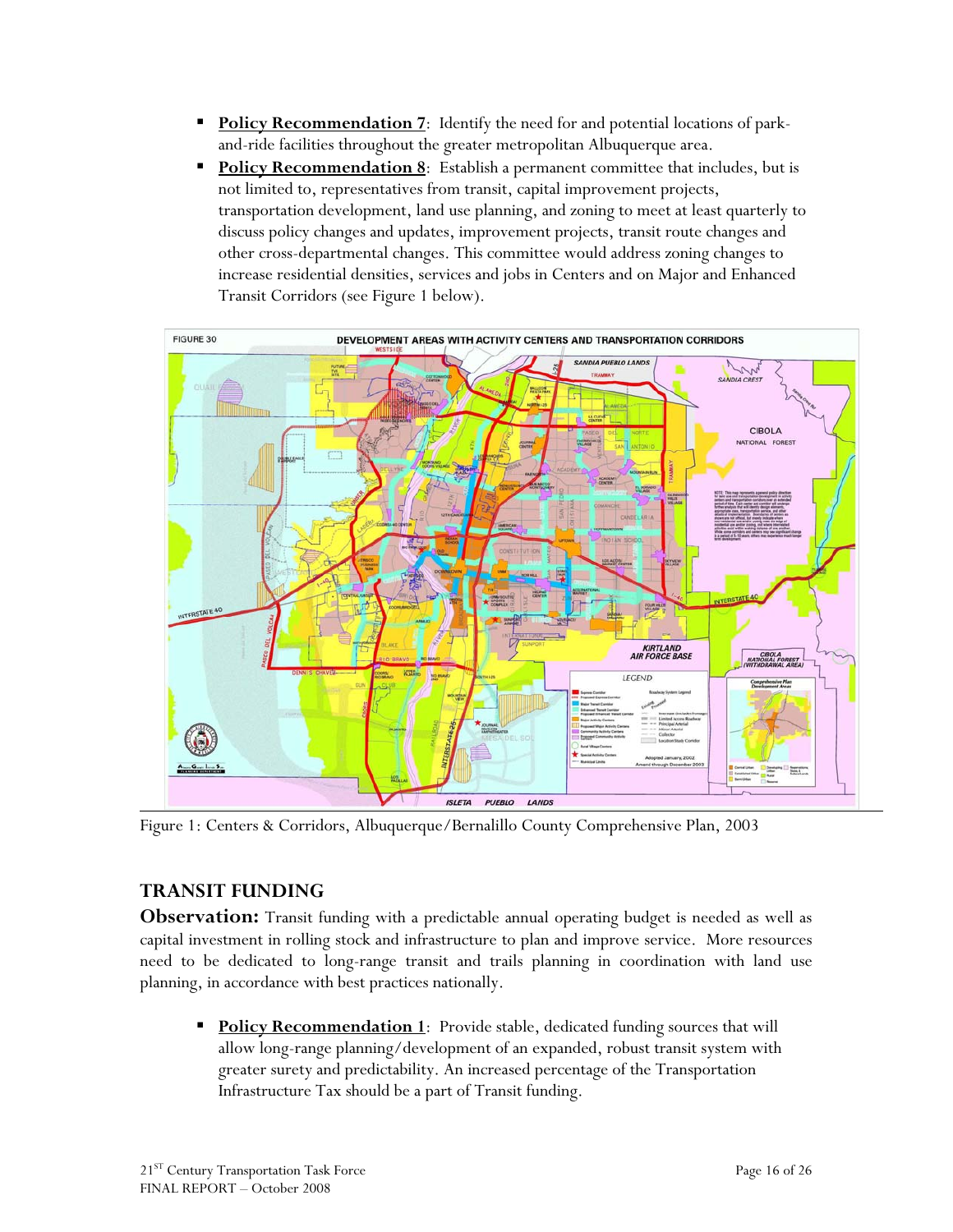- **Policy Recommendation 7**: Identify the need for and potential locations of park-and-ride facilities throughout the greater metropolitan Albuquerque area.
- **Policy Recommendation 8**: Establish a permanent committee that includes, but is not limited to, representatives from transit, capital improvement projects, transportation development, land use planning, and zoning to meet at least quarterly to discuss policy changes and updates, improvement projects, transit route changes and other cross-departmental changes. This committee would address zoning changes to increase residential densities, services and jobs in Centers and on Major and Enhanced Transit Corridors (see Figure 1 below).

Figure 1: Centers & Corridors, Albuquerque/Bernalillo County Comprehensive Plan, 2003

## TRANSIT FUNDING

**Observation:** Transit funding with a predictable annual operating budget is needed as well as capital investment in rolling stock and infrastructure to plan and improve service. More resources need to be dedicated to long-range transit and trails planning in coordination with land use planning, in accordance with best practices nationally.

- **Policy Recommendation 1**: Provide stable, dedicated funding sources that will allow long-range planning/development of an expanded, robust transit system with greater surety and predictability. An increased percentage of the Transportation Infrastructure Tax should be a part of Transit funding.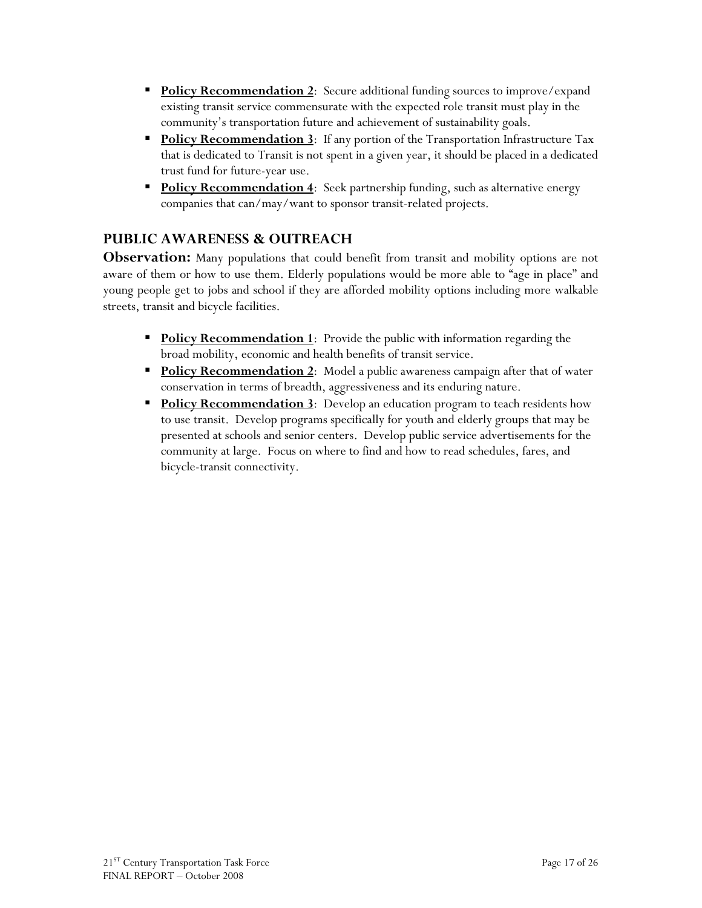- **Policy Recommendation 2**: Secure additional funding sources to improve/expand existing transit service commensurate with the expected role transit must play in the community's transportation future and achievement of sustainability goals.
- **Policy Recommendation 3**: If any portion of the Transportation Infrastructure Tax that is dedicated to Transit is not spent in a given year, it should be placed in a dedicated trust fund for future-year use.
- **Policy Recommendation 4**: Seek partnership funding, such as alternative energy companies that can/may/want to sponsor transit-related projects.

## PUBLIC AWARENESS & OUTREACH

**Observation:** Many populations that could benefit from transit and mobility options are not aware of them or how to use them. Elderly populations would be more able to "age in place" and young people get to jobs and school if they are afforded mobility options including more walkable streets, transit and bicycle facilities.

- **Policy Recommendation 1**: Provide the public with information regarding the broad mobility, economic and health benefits of transit service.
- **Policy Recommendation 2**: Model a public awareness campaign after that of water conservation in terms of breadth, aggressiveness and its enduring nature.
- **Policy Recommendation 3**: Develop an education program to teach residents how to use transit. Develop programs specifically for youth and elderly groups that may be presented at schools and senior centers. Develop public service advertisements for the community at large. Focus on where to find and how to read schedules, fares, and bicycle-transit connectivity.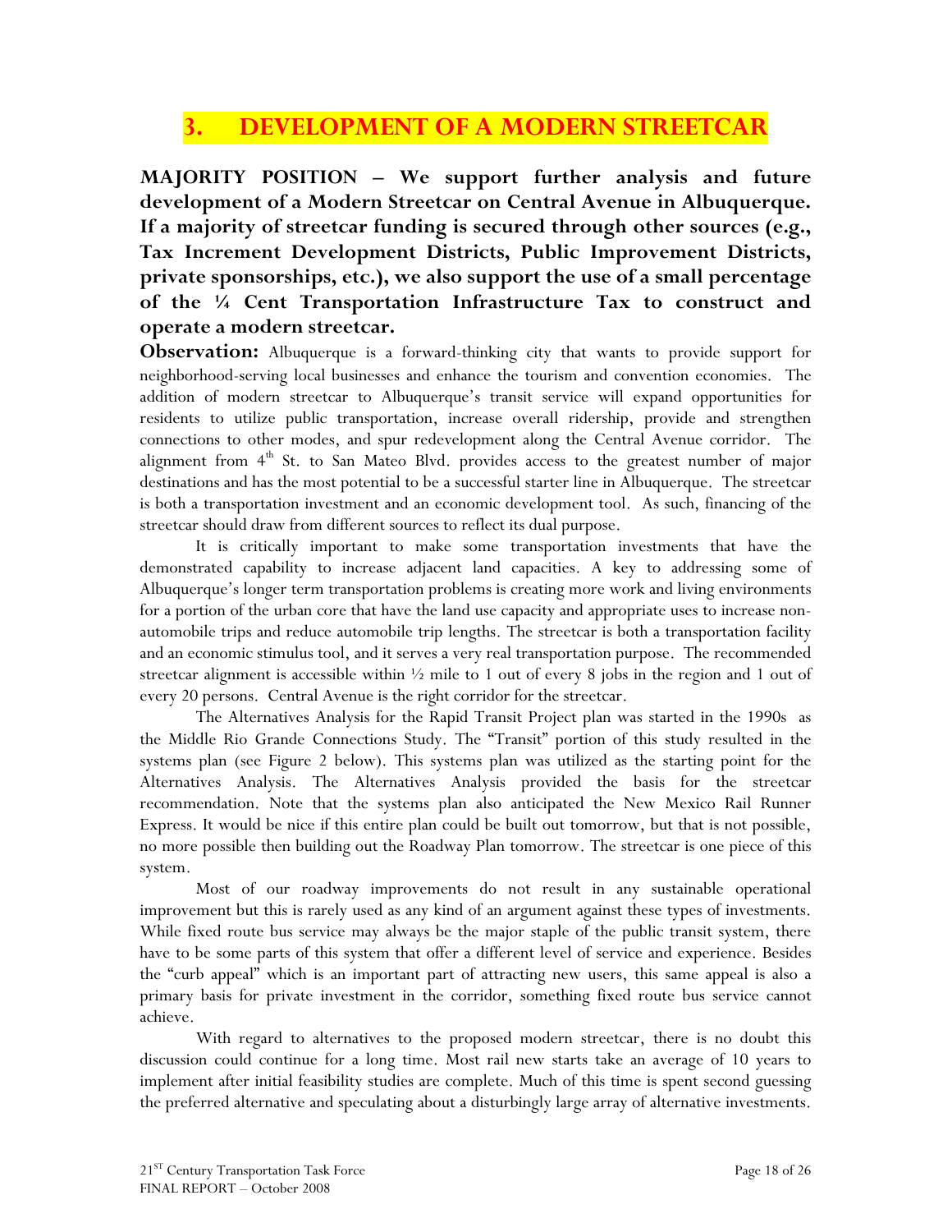# 3. DEVELOPMENT OF A MODERN STREETCAR

**MAJORITY POSITION – We support further analysis and future development of a Modern Streetcar on Central Avenue in Albuquerque. If a majority of streetcar funding is secured through other sources (e.g., Tax Increment Development Districts, Public Improvement Districts, private sponsorships, etc.), we also support the use of a small percentage of the ¼ Cent Transportation Infrastructure Tax to construct and operate a modern streetcar.**

**Observation:** Albuquerque is a forward-thinking city that wants to provide support for neighborhood-serving local businesses and enhance the tourism and convention economies. The addition of modern streetcar to Albuquerque's transit service will expand opportunities for residents to utilize public transportation, increase overall ridership, provide and strengthen connections to other modes, and spur redevelopment along the Central Avenue corridor. The alignment from 4th St. to San Mateo Blvd. provides access to the greatest number of major destinations and has the most potential to be a successful starter line in Albuquerque. The streetcar is both a transportation investment and an economic development tool. As such, financing of the streetcar should draw from different sources to reflect its dual purpose.

It is critically important to make some transportation investments that have the demonstrated capability to increase adjacent land capacities. A key to addressing some of Albuquerque's longer term transportation problems is creating more work and living environments for a portion of the urban core that have the land use capacity and appropriate uses to increase non-automobile trips and reduce automobile trip lengths. The streetcar is both a transportation facility and an economic stimulus tool, and it serves a very real transportation purpose. The recommended streetcar alignment is accessible within ½ mile to 1 out of every 8 jobs in the region and 1 out of every 20 persons. Central Avenue is the right corridor for the streetcar.

The Alternatives Analysis for the Rapid Transit Project plan was started in the 1990s as the Middle Rio Grande Connections Study. The "Transit" portion of this study resulted in the systems plan (see Figure 2 below). This systems plan was utilized as the starting point for the Alternatives Analysis. The Alternatives Analysis provided the basis for the streetcar recommendation. Note that the systems plan also anticipated the New Mexico Rail Runner Express. It would be nice if this entire plan could be built out tomorrow, but that is not possible, no more possible then building out the Roadway Plan tomorrow. The streetcar is one piece of this system.

Most of our roadway improvements do not result in any sustainable operational improvement but this is rarely used as any kind of an argument against these types of investments. While fixed route bus service may always be the major staple of the public transit system, there have to be some parts of this system that offer a different level of service and experience. Besides the "curb appeal" which is an important part of attracting new users, this same appeal is also a primary basis for private investment in the corridor, something fixed route bus service cannot achieve.

With regard to alternatives to the proposed modern streetcar, there is no doubt this discussion could continue for a long time. Most rail new starts take an average of 10 years to implement after initial feasibility studies are complete. Much of this time is spent second guessing the preferred alternative and speculating about a disturbingly large array of alternative investments.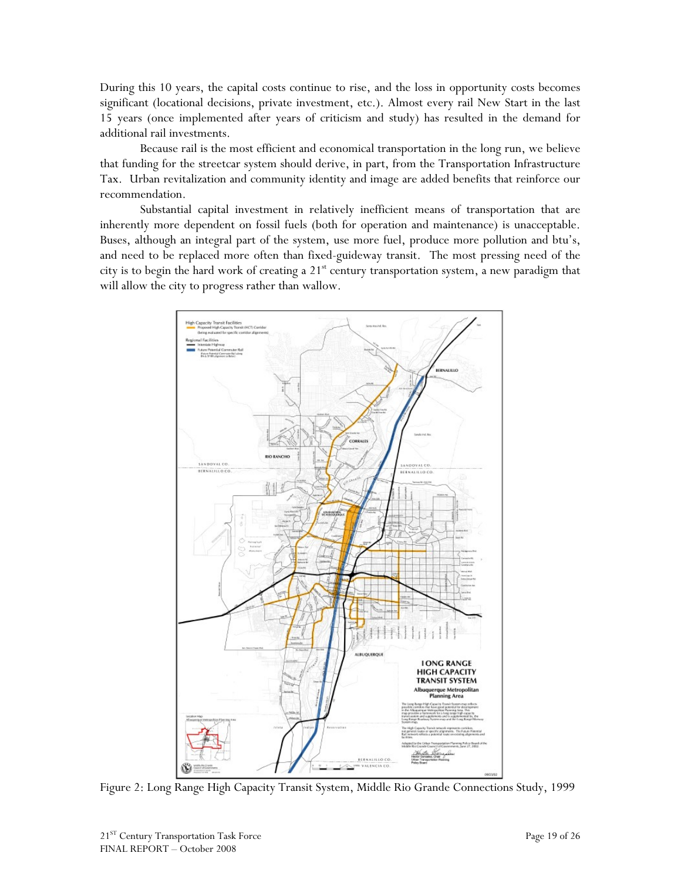During this 10 years, the capital costs continue to rise, and the loss in opportunity costs becomes significant (locational decisions, private investment, etc.). Almost every rail New Start in the last 15 years (once implemented after years of criticism and study) has resulted in the demand for additional rail investments.

Because rail is the most efficient and economical transportation in the long run, we believe that funding for the streetcar system should derive, in part, from the Transportation Infrastructure Tax. Urban revitalization and community identity and image are added benefits that reinforce our recommendation.

Substantial capital investment in relatively inefficient means of transportation that are inherently more dependent on fossil fuels (both for operation and maintenance) is unacceptable. Buses, although an integral part of the system, use more fuel, produce more pollution and btu's, and need to be replaced more often than fixed-guideway transit. The most pressing need of the city is to begin the hard work of creating a 21st century transportation system, a new paradigm that will allow the city to progress rather than wallow.

Figure 2: Long Range High Capacity Transit System, Middle Rio Grande Connections Study, 1999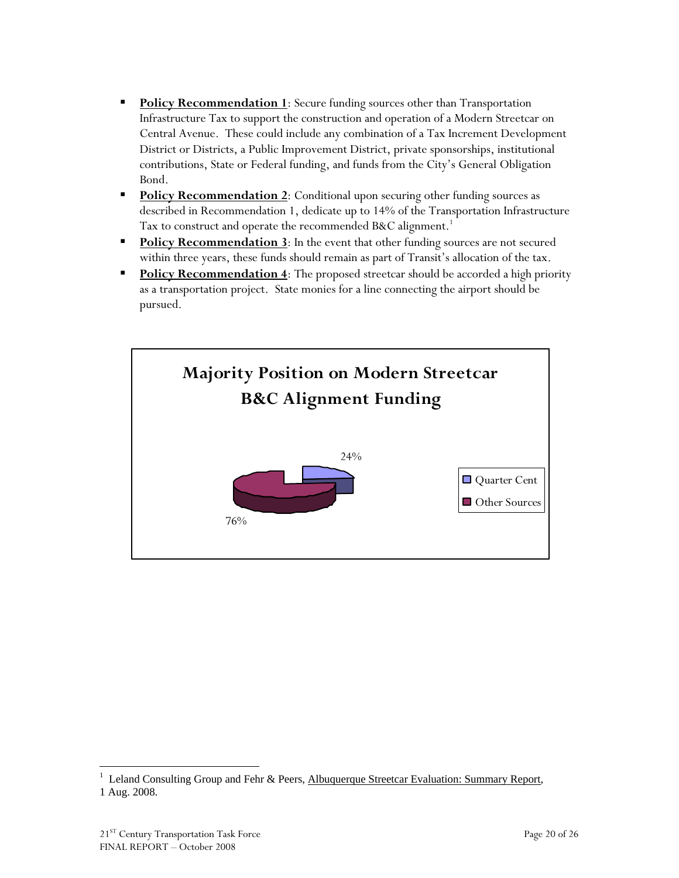- **Policy Recommendation 1**: Secure funding sources other than Transportation Infrastructure Tax to support the construction and operation of a Modern Streetcar on Central Avenue. These could include any combination of a Tax Increment Development District or Districts, a Public Improvement District, private sponsorships, institutional contributions, State or Federal funding, and funds from the City's General Obligation Bond.
- **Policy Recommendation 2**: Conditional upon securing other funding sources as described in Recommendation 1, dedicate up to 14% of the Transportation Infrastructure Tax to construct and operate the recommended B&C alignment.[1]
- **Policy Recommendation 3**: In the event that other funding sources are not secured within three years, these funds should remain as part of Transit's allocation of the tax.
- **Policy Recommendation 4**: The proposed streetcar should be accorded a high priority as a transportation project. State monies for a line connecting the airport should be pursued.

**Majority Position on Modern Streetcar B&C Alignment Funding**

| Source | Share |
|---|---|
| Quarter Cent | 24% |
| Other Sources | 76% |

[1] Leland Consulting Group and Fehr & Peers, Albuquerque Streetcar Evaluation: Summary Report, 1 Aug. 2008.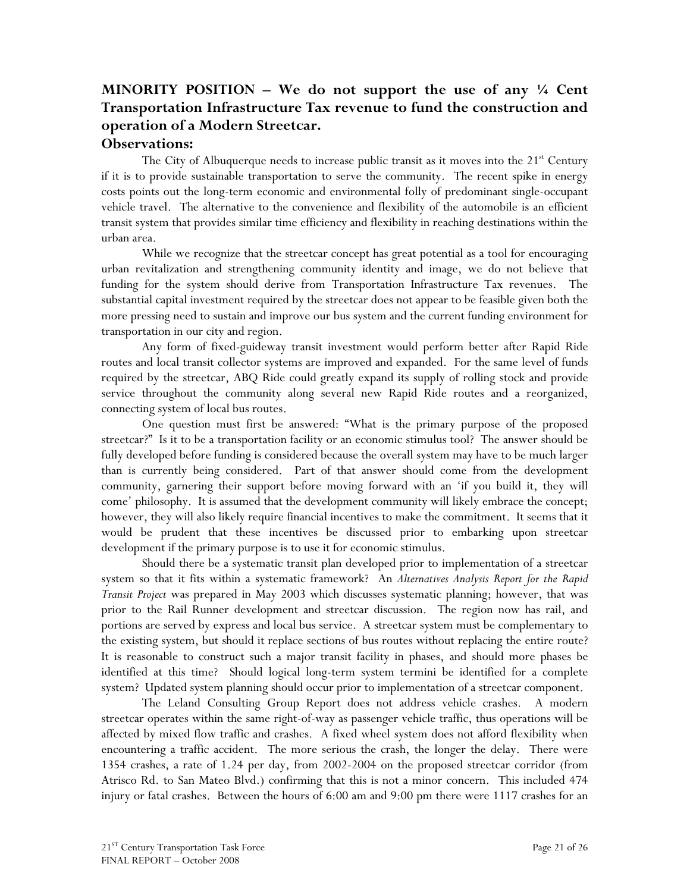## MINORITY POSITION – We do not support the use of any ¼ Cent Transportation Infrastructure Tax revenue to fund the construction and operation of a Modern Streetcar.

### Observations:

The City of Albuquerque needs to increase public transit as it moves into the 21st Century if it is to provide sustainable transportation to serve the community. The recent spike in energy costs points out the long-term economic and environmental folly of predominant single-occupant vehicle travel. The alternative to the convenience and flexibility of the automobile is an efficient transit system that provides similar time efficiency and flexibility in reaching destinations within the urban area.

While we recognize that the streetcar concept has great potential as a tool for encouraging urban revitalization and strengthening community identity and image, we do not believe that funding for the system should derive from Transportation Infrastructure Tax revenues. The substantial capital investment required by the streetcar does not appear to be feasible given both the more pressing need to sustain and improve our bus system and the current funding environment for transportation in our city and region.

Any form of fixed-guideway transit investment would perform better after Rapid Ride routes and local transit collector systems are improved and expanded. For the same level of funds required by the streetcar, ABQ Ride could greatly expand its supply of rolling stock and provide service throughout the community along several new Rapid Ride routes and a reorganized, connecting system of local bus routes.

One question must first be answered: "What is the primary purpose of the proposed streetcar?" Is it to be a transportation facility or an economic stimulus tool? The answer should be fully developed before funding is considered because the overall system may have to be much larger than is currently being considered. Part of that answer should come from the development community, garnering their support before moving forward with an 'if you build it, they will come' philosophy. It is assumed that the development community will likely embrace the concept; however, they will also likely require financial incentives to make the commitment. It seems that it would be prudent that these incentives be discussed prior to embarking upon streetcar development if the primary purpose is to use it for economic stimulus.

Should there be a systematic transit plan developed prior to implementation of a streetcar system so that it fits within a systematic framework? An *Alternatives Analysis Report for the Rapid Transit Project* was prepared in May 2003 which discusses systematic planning; however, that was prior to the Rail Runner development and streetcar discussion. The region now has rail, and portions are served by express and local bus service. A streetcar system must be complementary to the existing system, but should it replace sections of bus routes without replacing the entire route? It is reasonable to construct such a major transit facility in phases, and should more phases be identified at this time? Should logical long-term system termini be identified for a complete system? Updated system planning should occur prior to implementation of a streetcar component.

The Leland Consulting Group Report does not address vehicle crashes. A modern streetcar operates within the same right-of-way as passenger vehicle traffic, thus operations will be affected by mixed flow traffic and crashes. A fixed wheel system does not afford flexibility when encountering a traffic accident. The more serious the crash, the longer the delay. There were 1354 crashes, a rate of 1.24 per day, from 2002-2004 on the proposed streetcar corridor (from Atrisco Rd. to San Mateo Blvd.) confirming that this is not a minor concern. This included 474 injury or fatal crashes. Between the hours of 6:00 am and 9:00 pm there were 1117 crashes for an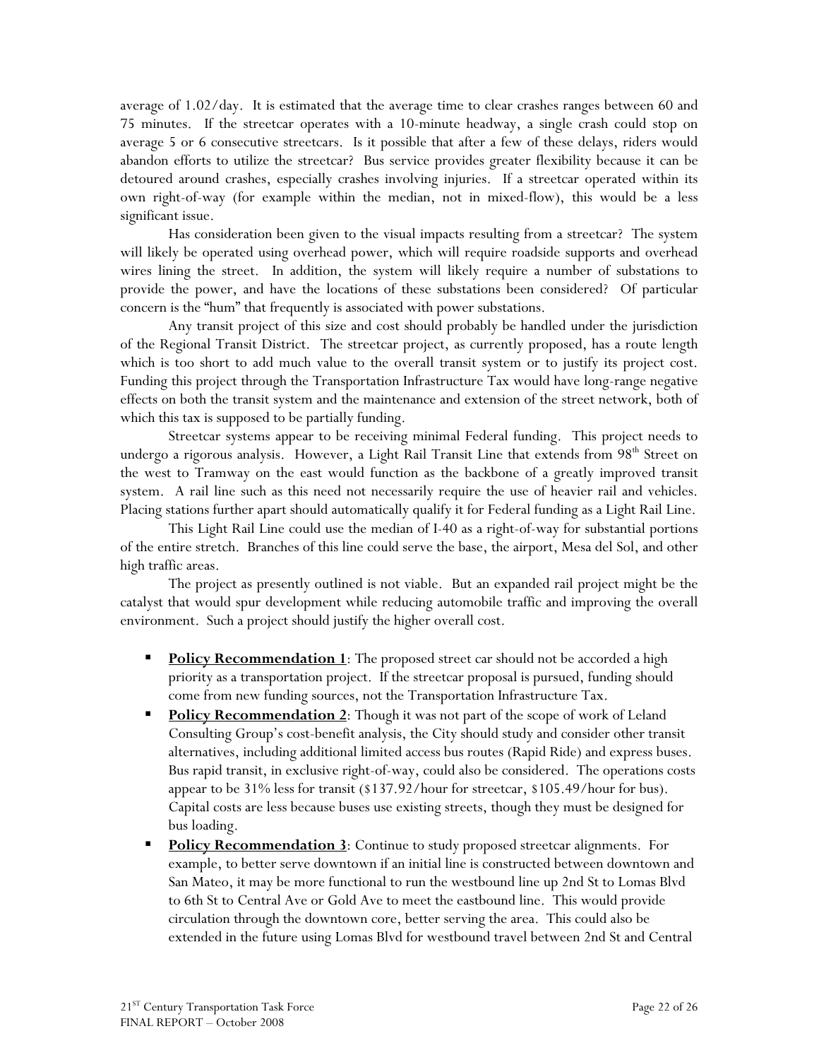average of 1.02/day. It is estimated that the average time to clear crashes ranges between 60 and 75 minutes. If the streetcar operates with a 10-minute headway, a single crash could stop on average 5 or 6 consecutive streetcars. Is it possible that after a few of these delays, riders would abandon efforts to utilize the streetcar? Bus service provides greater flexibility because it can be detoured around crashes, especially crashes involving injuries. If a streetcar operated within its own right-of-way (for example within the median, not in mixed-flow), this would be a less significant issue.

Has consideration been given to the visual impacts resulting from a streetcar? The system will likely be operated using overhead power, which will require roadside supports and overhead wires lining the street. In addition, the system will likely require a number of substations to provide the power, and have the locations of these substations been considered? Of particular concern is the "hum" that frequently is associated with power substations.

Any transit project of this size and cost should probably be handled under the jurisdiction of the Regional Transit District. The streetcar project, as currently proposed, has a route length which is too short to add much value to the overall transit system or to justify its project cost. Funding this project through the Transportation Infrastructure Tax would have long-range negative effects on both the transit system and the maintenance and extension of the street network, both of which this tax is supposed to be partially funding.

Streetcar systems appear to be receiving minimal Federal funding. This project needs to undergo a rigorous analysis. However, a Light Rail Transit Line that extends from 98th Street on the west to Tramway on the east would function as the backbone of a greatly improved transit system. A rail line such as this need not necessarily require the use of heavier rail and vehicles. Placing stations further apart should automatically qualify it for Federal funding as a Light Rail Line.

This Light Rail Line could use the median of I-40 as a right-of-way for substantial portions of the entire stretch. Branches of this line could serve the base, the airport, Mesa del Sol, and other high traffic areas.

The project as presently outlined is not viable. But an expanded rail project might be the catalyst that would spur development while reducing automobile traffic and improving the overall environment. Such a project should justify the higher overall cost.

- **Policy Recommendation 1**: The proposed street car should not be accorded a high priority as a transportation project. If the streetcar proposal is pursued, funding should come from new funding sources, not the Transportation Infrastructure Tax.
- **Policy Recommendation 2**: Though it was not part of the scope of work of Leland Consulting Group's cost-benefit analysis, the City should study and consider other transit alternatives, including additional limited access bus routes (Rapid Ride) and express buses. Bus rapid transit, in exclusive right-of-way, could also be considered. The operations costs appear to be 31% less for transit ($137.92/hour for streetcar, $105.49/hour for bus). Capital costs are less because buses use existing streets, though they must be designed for bus loading.
- **Policy Recommendation 3**: Continue to study proposed streetcar alignments. For example, to better serve downtown if an initial line is constructed between downtown and San Mateo, it may be more functional to run the westbound line up 2nd St to Lomas Blvd to 6th St to Central Ave or Gold Ave to meet the eastbound line. This would provide circulation through the downtown core, better serving the area. This could also be extended in the future using Lomas Blvd for westbound travel between 2nd St and Central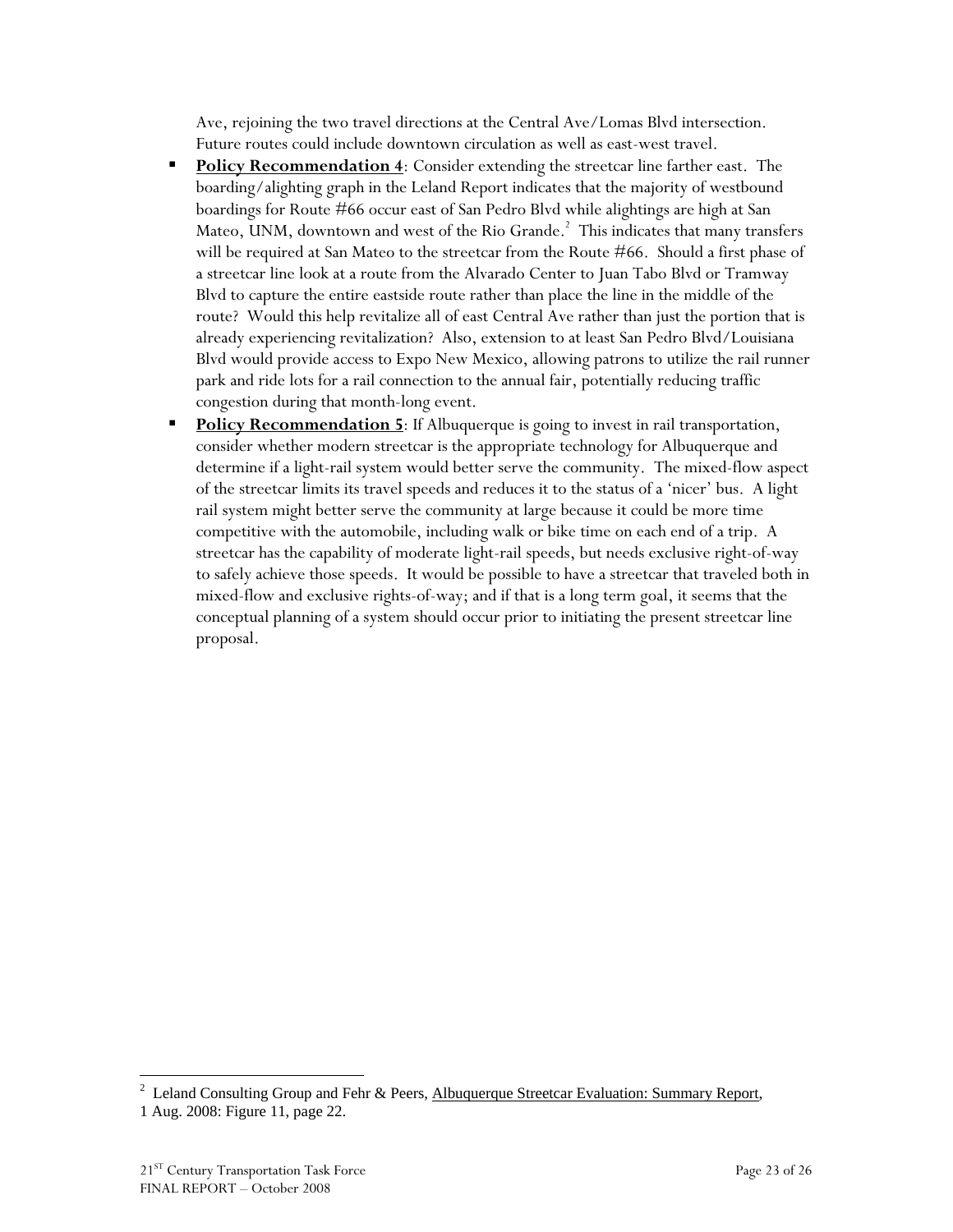Ave, rejoining the two travel directions at the Central Ave/Lomas Blvd intersection. Future routes could include downtown circulation as well as east-west travel.

- **Policy Recommendation 4**: Consider extending the streetcar line farther east. The boarding/alighting graph in the Leland Report indicates that the majority of westbound boardings for Route #66 occur east of San Pedro Blvd while alightings are high at San Mateo, UNM, downtown and west of the Rio Grande.[2] This indicates that many transfers will be required at San Mateo to the streetcar from the Route #66. Should a first phase of a streetcar line look at a route from the Alvarado Center to Juan Tabo Blvd or Tramway Blvd to capture the entire eastside route rather than place the line in the middle of the route? Would this help revitalize all of east Central Ave rather than just the portion that is already experiencing revitalization? Also, extension to at least San Pedro Blvd/Louisiana Blvd would provide access to Expo New Mexico, allowing patrons to utilize the rail runner park and ride lots for a rail connection to the annual fair, potentially reducing traffic congestion during that month-long event.
- **Policy Recommendation 5**: If Albuquerque is going to invest in rail transportation, consider whether modern streetcar is the appropriate technology for Albuquerque and determine if a light-rail system would better serve the community. The mixed-flow aspect of the streetcar limits its travel speeds and reduces it to the status of a 'nicer' bus. A light rail system might better serve the community at large because it could be more time competitive with the automobile, including walk or bike time on each end of a trip. A streetcar has the capability of moderate light-rail speeds, but needs exclusive right-of-way to safely achieve those speeds. It would be possible to have a streetcar that traveled both in mixed-flow and exclusive rights-of-way; and if that is a long term goal, it seems that the conceptual planning of a system should occur prior to initiating the present streetcar line proposal.

[2] Leland Consulting Group and Fehr & Peers, Albuquerque Streetcar Evaluation: Summary Report, 1 Aug. 2008: Figure 11, page 22.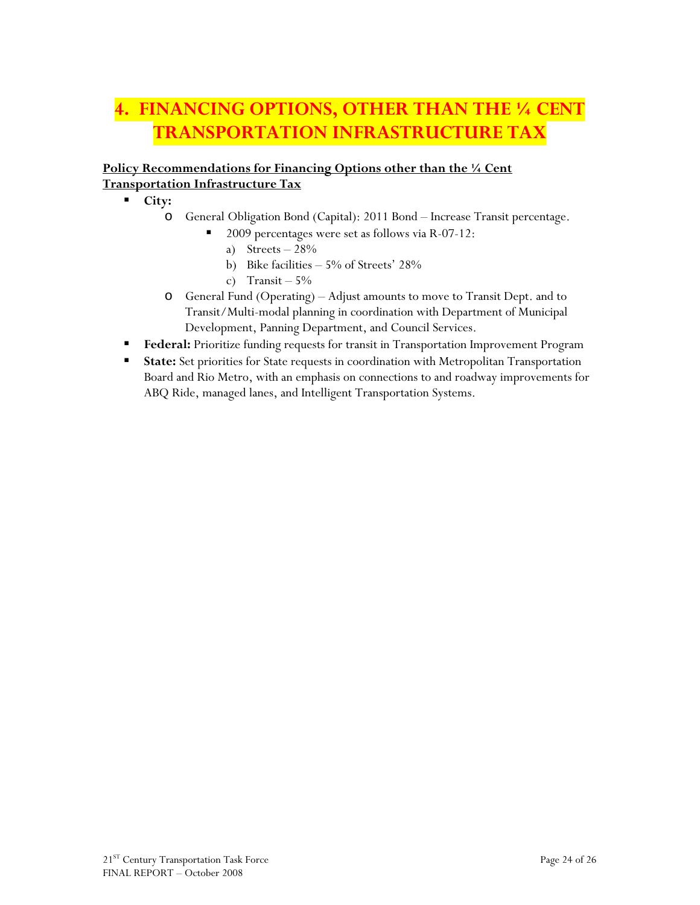# 4. FINANCING OPTIONS, OTHER THAN THE ¼ CENT TRANSPORTATION INFRASTRUCTURE TAX

**Policy Recommendations for Financing Options other than the ¼ Cent Transportation Infrastructure Tax**

- **City:**
  - General Obligation Bond (Capital): 2011 Bond – Increase Transit percentage.
    - 2009 percentages were set as follows via R-07-12:
      a) Streets – 28%
      b) Bike facilities – 5% of Streets' 28%
      c) Transit – 5%
  - General Fund (Operating) – Adjust amounts to move to Transit Dept. and to Transit/Multi-modal planning in coordination with Department of Municipal Development, Panning Department, and Council Services.
- **Federal:** Prioritize funding requests for transit in Transportation Improvement Program
- **State:** Set priorities for State requests in coordination with Metropolitan Transportation Board and Rio Metro, with an emphasis on connections to and roadway improvements for ABQ Ride, managed lanes, and Intelligent Transportation Systems.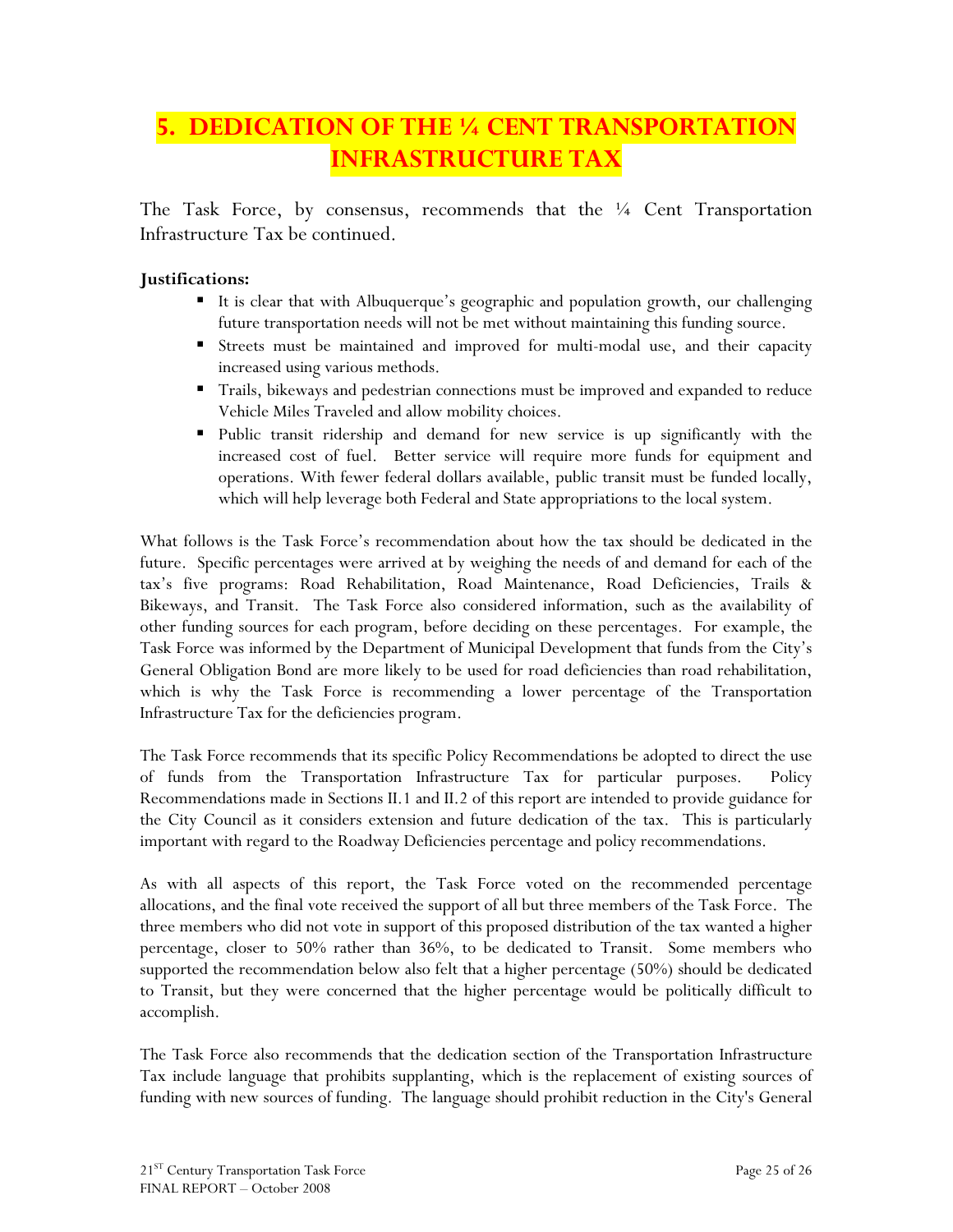# 5. DEDICATION OF THE ¼ CENT TRANSPORTATION INFRASTRUCTURE TAX

The Task Force, by consensus, recommends that the ¼ Cent Transportation Infrastructure Tax be continued.

**Justifications:**

- It is clear that with Albuquerque's geographic and population growth, our challenging future transportation needs will not be met without maintaining this funding source.
- Streets must be maintained and improved for multi-modal use, and their capacity increased using various methods.
- Trails, bikeways and pedestrian connections must be improved and expanded to reduce Vehicle Miles Traveled and allow mobility choices.
- Public transit ridership and demand for new service is up significantly with the increased cost of fuel. Better service will require more funds for equipment and operations. With fewer federal dollars available, public transit must be funded locally, which will help leverage both Federal and State appropriations to the local system.

What follows is the Task Force's recommendation about how the tax should be dedicated in the future. Specific percentages were arrived at by weighing the needs of and demand for each of the tax's five programs: Road Rehabilitation, Road Maintenance, Road Deficiencies, Trails & Bikeways, and Transit. The Task Force also considered information, such as the availability of other funding sources for each program, before deciding on these percentages. For example, the Task Force was informed by the Department of Municipal Development that funds from the City's General Obligation Bond are more likely to be used for road deficiencies than road rehabilitation, which is why the Task Force is recommending a lower percentage of the Transportation Infrastructure Tax for the deficiencies program.

The Task Force recommends that its specific Policy Recommendations be adopted to direct the use of funds from the Transportation Infrastructure Tax for particular purposes. Policy Recommendations made in Sections II.1 and II.2 of this report are intended to provide guidance for the City Council as it considers extension and future dedication of the tax. This is particularly important with regard to the Roadway Deficiencies percentage and policy recommendations.

As with all aspects of this report, the Task Force voted on the recommended percentage allocations, and the final vote received the support of all but three members of the Task Force. The three members who did not vote in support of this proposed distribution of the tax wanted a higher percentage, closer to 50% rather than 36%, to be dedicated to Transit. Some members who supported the recommendation below also felt that a higher percentage (50%) should be dedicated to Transit, but they were concerned that the higher percentage would be politically difficult to accomplish.

The Task Force also recommends that the dedication section of the Transportation Infrastructure Tax include language that prohibits supplanting, which is the replacement of existing sources of funding with new sources of funding. The language should prohibit reduction in the City's General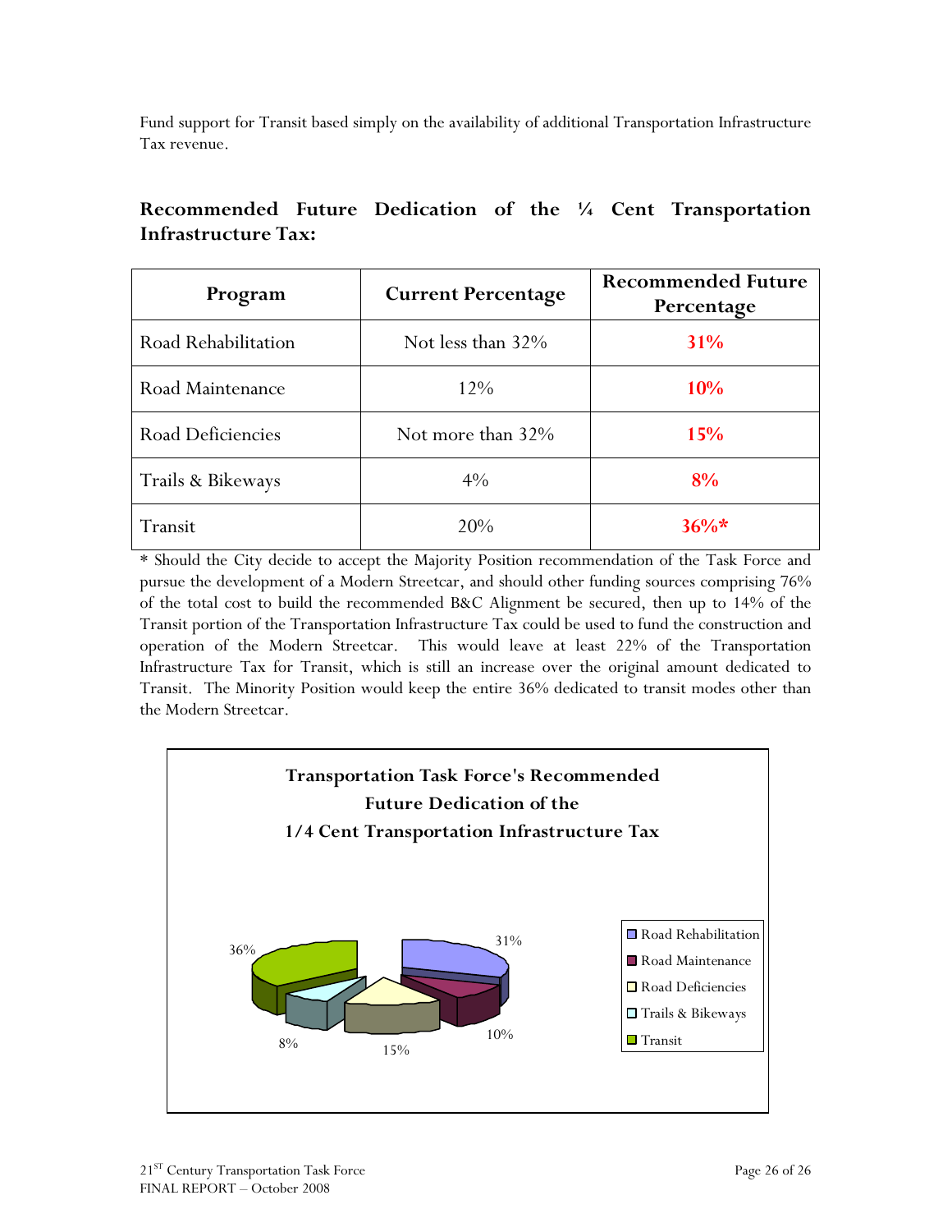Fund support for Transit based simply on the availability of additional Transportation Infrastructure Tax revenue.

## Recommended Future Dedication of the ¼ Cent Transportation Infrastructure Tax:

| Program | Current Percentage | Recommended Future Percentage |
|---|---|---|
| Road Rehabilitation | Not less than 32% | **31%** |
| Road Maintenance | 12% | **10%** |
| Road Deficiencies | Not more than 32% | **15%** |
| Trails & Bikeways | 4% | **8%** |
| Transit | 20% | **36%*** |

* Should the City decide to accept the Majority Position recommendation of the Task Force and pursue the development of a Modern Streetcar, and should other funding sources comprising 76% of the total cost to build the recommended B&C Alignment be secured, then up to 14% of the Transit portion of the Transportation Infrastructure Tax could be used to fund the construction and operation of the Modern Streetcar. This would leave at least 22% of the Transportation Infrastructure Tax for Transit, which is still an increase over the original amount dedicated to Transit. The Minority Position would keep the entire 36% dedicated to transit modes other than the Modern Streetcar.

**Transportation Task Force's Recommended Future Dedication of the 1/4 Cent Transportation Infrastructure Tax**

36%
31%
8%
15%
10%

Road Rehabilitation
Road Maintenance
Road Deficiencies
Trails & Bikeways
Transit